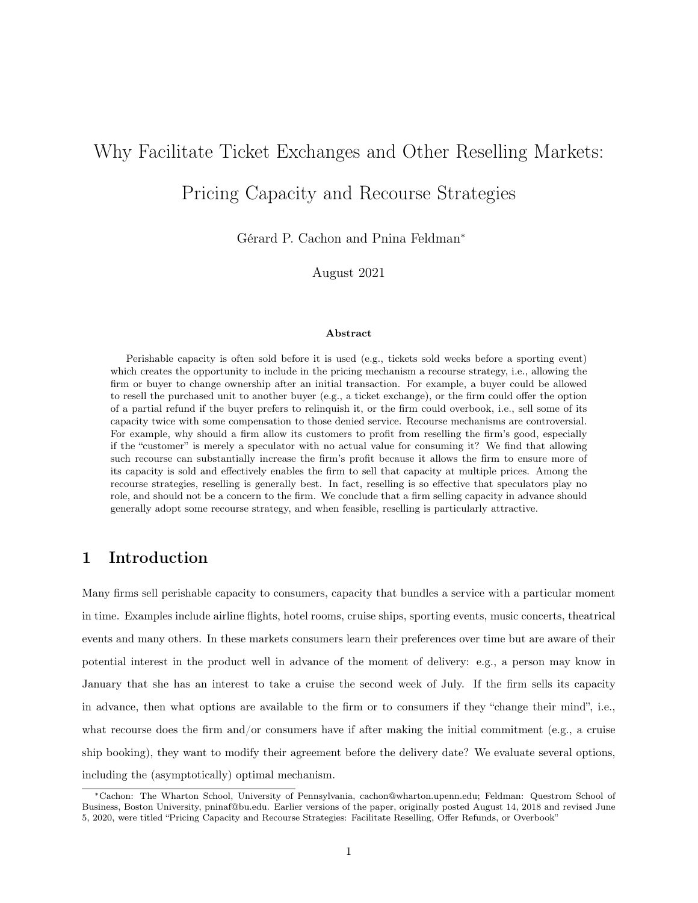# Why Facilitate Ticket Exchanges and Other Reselling Markets: Pricing Capacity and Recourse Strategies

Gérard P. Cachon and Pnina Feldman*

August 2021

### Abstract

Perishable capacity is often sold before it is used (e.g., tickets sold weeks before a sporting event) which creates the opportunity to include in the pricing mechanism a recourse strategy, i.e., allowing the firm or buyer to change ownership after an initial transaction. For example, a buyer could be allowed to resell the purchased unit to another buyer (e.g., a ticket exchange), or the firm could offer the option of a partial refund if the buyer prefers to relinquish it, or the firm could overbook, i.e., sell some of its capacity twice with some compensation to those denied service. Recourse mechanisms are controversial. For example, why should a firm allow its customers to profit from reselling the firm's good, especially if the "customer" is merely a speculator with no actual value for consuming it? We find that allowing such recourse can substantially increase the firm's profit because it allows the firm to ensure more of its capacity is sold and effectively enables the firm to sell that capacity at multiple prices. Among the recourse strategies, reselling is generally best. In fact, reselling is so effective that speculators play no role, and should not be a concern to the firm. We conclude that a firm selling capacity in advance should generally adopt some recourse strategy, and when feasible, reselling is particularly attractive.

## 1 Introduction

Many firms sell perishable capacity to consumers, capacity that bundles a service with a particular moment in time. Examples include airline flights, hotel rooms, cruise ships, sporting events, music concerts, theatrical events and many others. In these markets consumers learn their preferences over time but are aware of their potential interest in the product well in advance of the moment of delivery: e.g., a person may know in January that she has an interest to take a cruise the second week of July. If the firm sells its capacity in advance, then what options are available to the firm or to consumers if they "change their mind", i.e., what recourse does the firm and/or consumers have if after making the initial commitment (e.g., a cruise ship booking), they want to modify their agreement before the delivery date? We evaluate several options, including the (asymptotically) optimal mechanism.

*Cachon: The Wharton School, University of Pennsylvania, cachon@wharton.upenn.edu; Feldman: Questrom School of Business, Boston University, pninaf@bu.edu. Earlier versions of the paper, originally posted August 14, 2018 and revised June 5, 2020, were titled "Pricing Capacity and Recourse Strategies: Facilitate Reselling, Offer Refunds, or Overbook"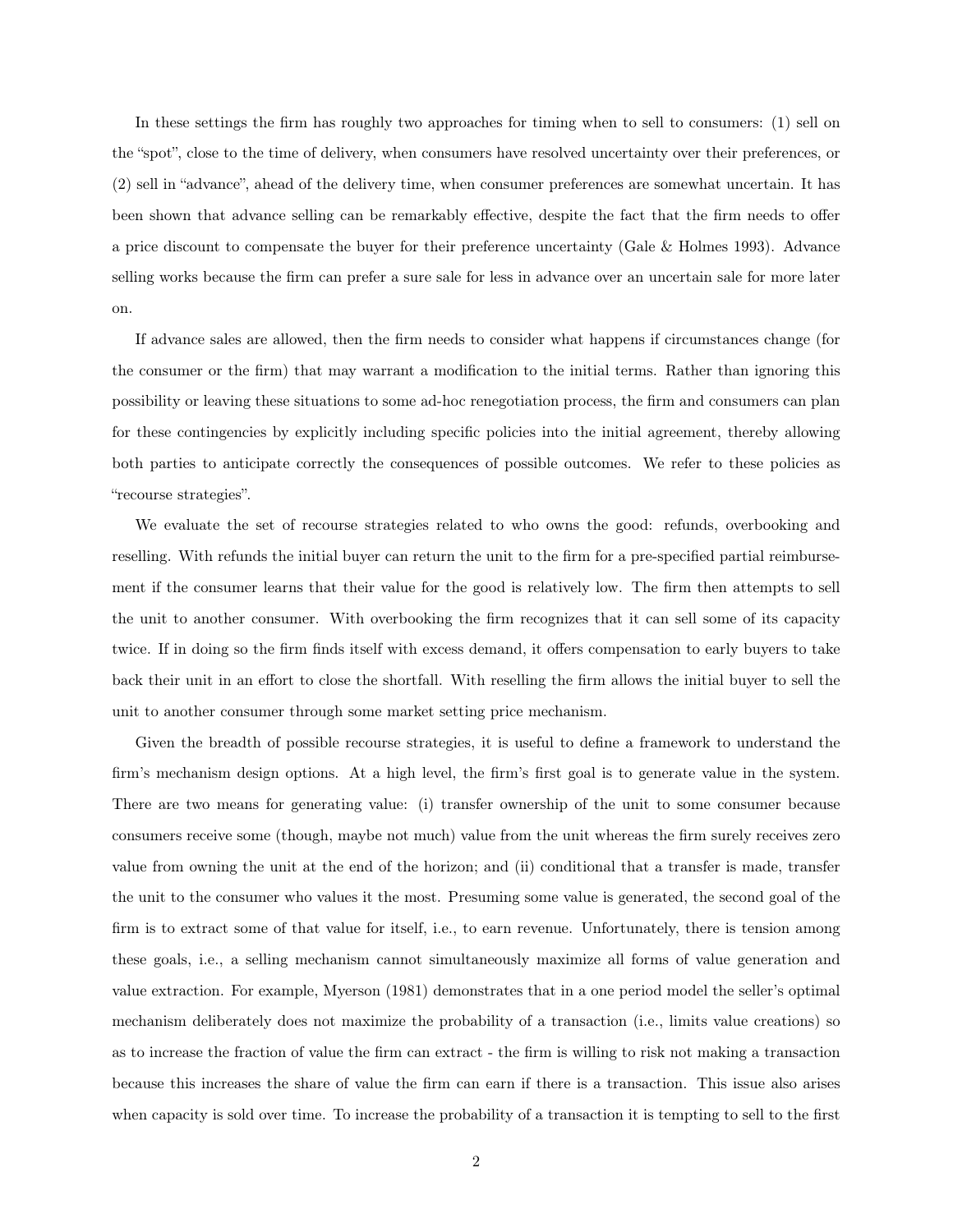In these settings the firm has roughly two approaches for timing when to sell to consumers: (1) sell on the "spot", close to the time of delivery, when consumers have resolved uncertainty over their preferences, or (2) sell in "advance", ahead of the delivery time, when consumer preferences are somewhat uncertain. It has been shown that advance selling can be remarkably effective, despite the fact that the firm needs to offer a price discount to compensate the buyer for their preference uncertainty (Gale & Holmes 1993). Advance selling works because the firm can prefer a sure sale for less in advance over an uncertain sale for more later on.

If advance sales are allowed, then the firm needs to consider what happens if circumstances change (for the consumer or the firm) that may warrant a modification to the initial terms. Rather than ignoring this possibility or leaving these situations to some ad-hoc renegotiation process, the firm and consumers can plan for these contingencies by explicitly including specific policies into the initial agreement, thereby allowing both parties to anticipate correctly the consequences of possible outcomes. We refer to these policies as "recourse strategies".

We evaluate the set of recourse strategies related to who owns the good: refunds, overbooking and reselling. With refunds the initial buyer can return the unit to the firm for a pre-specified partial reimbursement if the consumer learns that their value for the good is relatively low. The firm then attempts to sell the unit to another consumer. With overbooking the firm recognizes that it can sell some of its capacity twice. If in doing so the firm finds itself with excess demand, it offers compensation to early buyers to take back their unit in an effort to close the shortfall. With reselling the firm allows the initial buyer to sell the unit to another consumer through some market setting price mechanism.

Given the breadth of possible recourse strategies, it is useful to define a framework to understand the firm's mechanism design options. At a high level, the firm's first goal is to generate value in the system. There are two means for generating value: (i) transfer ownership of the unit to some consumer because consumers receive some (though, maybe not much) value from the unit whereas the firm surely receives zero value from owning the unit at the end of the horizon; and (ii) conditional that a transfer is made, transfer the unit to the consumer who values it the most. Presuming some value is generated, the second goal of the firm is to extract some of that value for itself, i.e., to earn revenue. Unfortunately, there is tension among these goals, i.e., a selling mechanism cannot simultaneously maximize all forms of value generation and value extraction. For example, Myerson (1981) demonstrates that in a one period model the seller's optimal mechanism deliberately does not maximize the probability of a transaction (i.e., limits value creations) so as to increase the fraction of value the firm can extract - the firm is willing to risk not making a transaction because this increases the share of value the firm can earn if there is a transaction. This issue also arises when capacity is sold over time. To increase the probability of a transaction it is tempting to sell to the first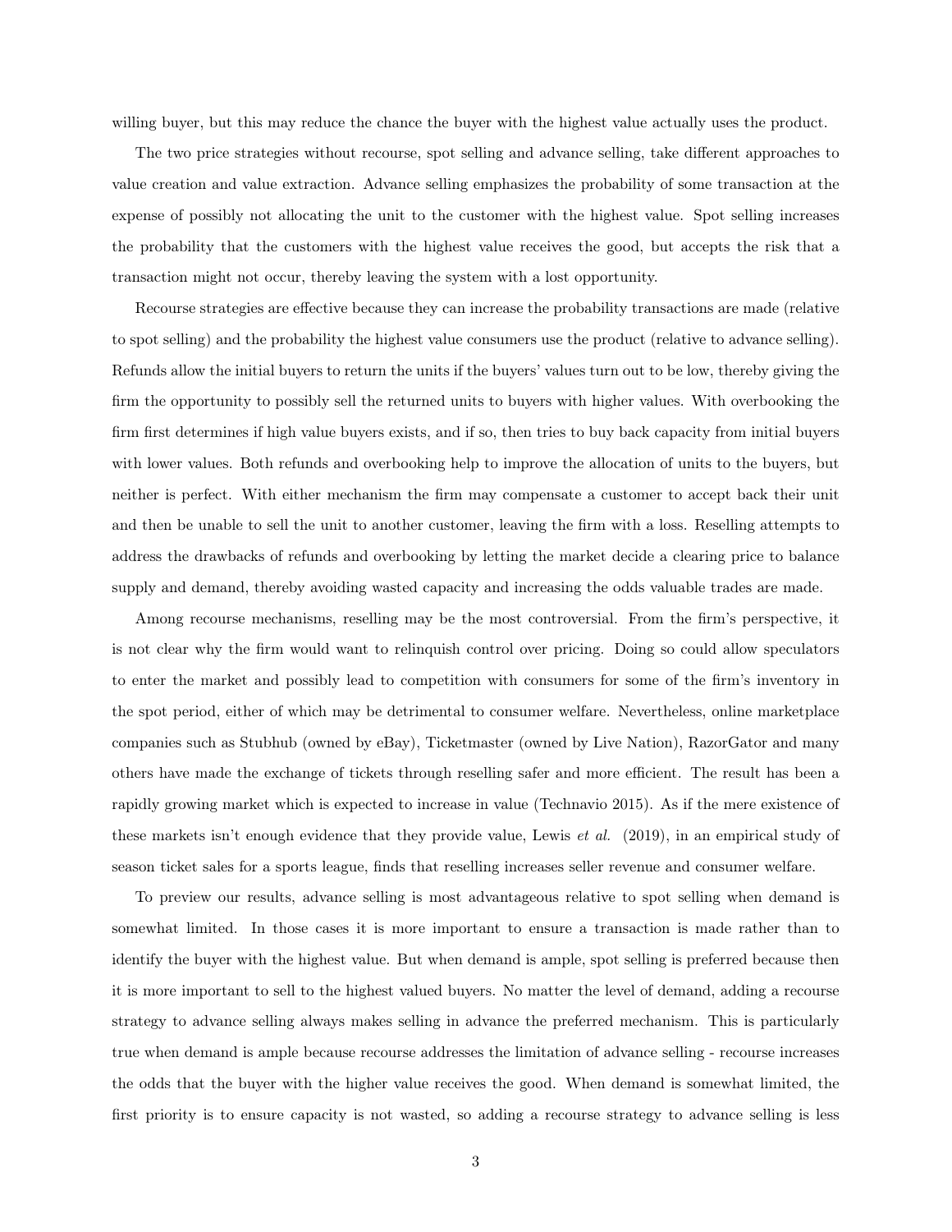willing buyer, but this may reduce the chance the buyer with the highest value actually uses the product.

The two price strategies without recourse, spot selling and advance selling, take different approaches to value creation and value extraction. Advance selling emphasizes the probability of some transaction at the expense of possibly not allocating the unit to the customer with the highest value. Spot selling increases the probability that the customers with the highest value receives the good, but accepts the risk that a transaction might not occur, thereby leaving the system with a lost opportunity.

Recourse strategies are effective because they can increase the probability transactions are made (relative to spot selling) and the probability the highest value consumers use the product (relative to advance selling). Refunds allow the initial buyers to return the units if the buyers' values turn out to be low, thereby giving the firm the opportunity to possibly sell the returned units to buyers with higher values. With overbooking the firm first determines if high value buyers exists, and if so, then tries to buy back capacity from initial buyers with lower values. Both refunds and overbooking help to improve the allocation of units to the buyers, but neither is perfect. With either mechanism the firm may compensate a customer to accept back their unit and then be unable to sell the unit to another customer, leaving the firm with a loss. Reselling attempts to address the drawbacks of refunds and overbooking by letting the market decide a clearing price to balance supply and demand, thereby avoiding wasted capacity and increasing the odds valuable trades are made.

Among recourse mechanisms, reselling may be the most controversial. From the firm's perspective, it is not clear why the firm would want to relinquish control over pricing. Doing so could allow speculators to enter the market and possibly lead to competition with consumers for some of the firm's inventory in the spot period, either of which may be detrimental to consumer welfare. Nevertheless, online marketplace companies such as Stubhub (owned by eBay), Ticketmaster (owned by Live Nation), RazorGator and many others have made the exchange of tickets through reselling safer and more efficient. The result has been a rapidly growing market which is expected to increase in value (Technavio 2015). As if the mere existence of these markets isn't enough evidence that they provide value, Lewis *et al.* (2019), in an empirical study of season ticket sales for a sports league, finds that reselling increases seller revenue and consumer welfare.

To preview our results, advance selling is most advantageous relative to spot selling when demand is somewhat limited. In those cases it is more important to ensure a transaction is made rather than to identify the buyer with the highest value. But when demand is ample, spot selling is preferred because then it is more important to sell to the highest valued buyers. No matter the level of demand, adding a recourse strategy to advance selling always makes selling in advance the preferred mechanism. This is particularly true when demand is ample because recourse addresses the limitation of advance selling - recourse increases the odds that the buyer with the higher value receives the good. When demand is somewhat limited, the first priority is to ensure capacity is not wasted, so adding a recourse strategy to advance selling is less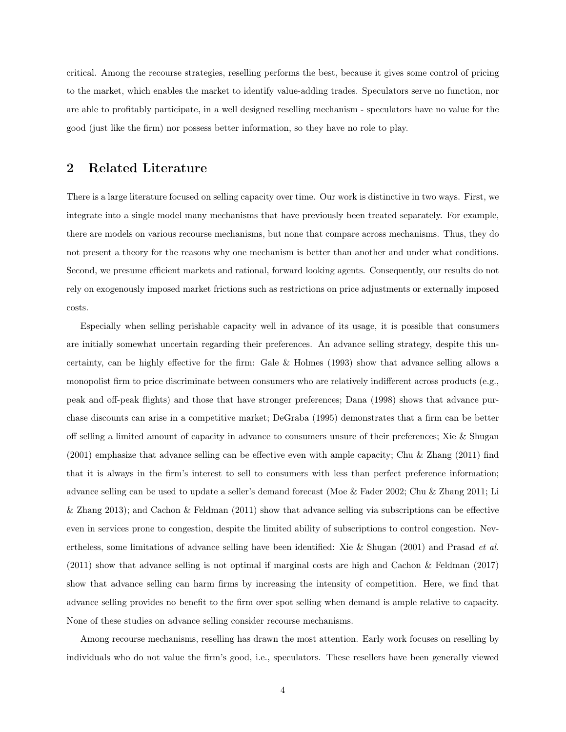critical. Among the recourse strategies, reselling performs the best, because it gives some control of pricing to the market, which enables the market to identify value-adding trades. Speculators serve no function, nor are able to profitably participate, in a well designed reselling mechanism - speculators have no value for the good (just like the firm) nor possess better information, so they have no role to play.

## 2 Related Literature

There is a large literature focused on selling capacity over time. Our work is distinctive in two ways. First, we integrate into a single model many mechanisms that have previously been treated separately. For example, there are models on various recourse mechanisms, but none that compare across mechanisms. Thus, they do not present a theory for the reasons why one mechanism is better than another and under what conditions. Second, we presume efficient markets and rational, forward looking agents. Consequently, our results do not rely on exogenously imposed market frictions such as restrictions on price adjustments or externally imposed costs.

Especially when selling perishable capacity well in advance of its usage, it is possible that consumers are initially somewhat uncertain regarding their preferences. An advance selling strategy, despite this uncertainty, can be highly effective for the firm: Gale & Holmes (1993) show that advance selling allows a monopolist firm to price discriminate between consumers who are relatively indifferent across products (e.g., peak and off-peak flights) and those that have stronger preferences; Dana (1998) shows that advance purchase discounts can arise in a competitive market; DeGraba (1995) demonstrates that a firm can be better off selling a limited amount of capacity in advance to consumers unsure of their preferences; Xie & Shugan (2001) emphasize that advance selling can be effective even with ample capacity; Chu & Zhang (2011) find that it is always in the firm's interest to sell to consumers with less than perfect preference information; advance selling can be used to update a seller's demand forecast (Moe & Fader 2002; Chu & Zhang 2011; Li & Zhang 2013); and Cachon & Feldman (2011) show that advance selling via subscriptions can be effective even in services prone to congestion, despite the limited ability of subscriptions to control congestion. Nevertheless, some limitations of advance selling have been identified: Xie & Shugan (2001) and Prasad *et al.* (2011) show that advance selling is not optimal if marginal costs are high and Cachon & Feldman (2017) show that advance selling can harm firms by increasing the intensity of competition. Here, we find that advance selling provides no benefit to the firm over spot selling when demand is ample relative to capacity. None of these studies on advance selling consider recourse mechanisms.

Among recourse mechanisms, reselling has drawn the most attention. Early work focuses on reselling by individuals who do not value the firm's good, i.e., speculators. These resellers have been generally viewed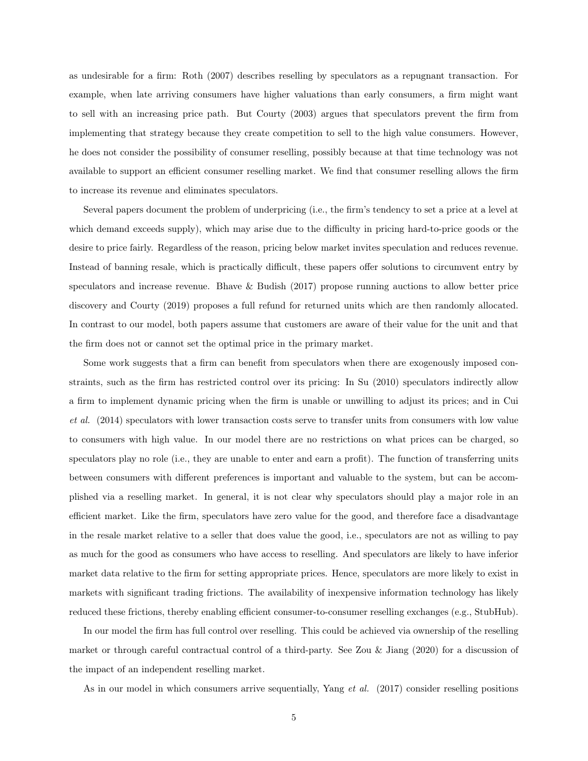as undesirable for a firm: Roth (2007) describes reselling by speculators as a repugnant transaction. For example, when late arriving consumers have higher valuations than early consumers, a firm might want to sell with an increasing price path. But Courty (2003) argues that speculators prevent the firm from implementing that strategy because they create competition to sell to the high value consumers. However, he does not consider the possibility of consumer reselling, possibly because at that time technology was not available to support an efficient consumer reselling market. We find that consumer reselling allows the firm to increase its revenue and eliminates speculators.

Several papers document the problem of underpricing (i.e., the firm's tendency to set a price at a level at which demand exceeds supply), which may arise due to the difficulty in pricing hard-to-price goods or the desire to price fairly. Regardless of the reason, pricing below market invites speculation and reduces revenue. Instead of banning resale, which is practically difficult, these papers offer solutions to circumvent entry by speculators and increase revenue. Bhave & Budish (2017) propose running auctions to allow better price discovery and Courty (2019) proposes a full refund for returned units which are then randomly allocated. In contrast to our model, both papers assume that customers are aware of their value for the unit and that the firm does not or cannot set the optimal price in the primary market.

Some work suggests that a firm can benefit from speculators when there are exogenously imposed constraints, such as the firm has restricted control over its pricing: In Su (2010) speculators indirectly allow a firm to implement dynamic pricing when the firm is unable or unwilling to adjust its prices; and in Cui *et al.* (2014) speculators with lower transaction costs serve to transfer units from consumers with low value to consumers with high value. In our model there are no restrictions on what prices can be charged, so speculators play no role (i.e., they are unable to enter and earn a profit). The function of transferring units between consumers with different preferences is important and valuable to the system, but can be accomplished via a reselling market. In general, it is not clear why speculators should play a major role in an efficient market. Like the firm, speculators have zero value for the good, and therefore face a disadvantage in the resale market relative to a seller that does value the good, i.e., speculators are not as willing to pay as much for the good as consumers who have access to reselling. And speculators are likely to have inferior market data relative to the firm for setting appropriate prices. Hence, speculators are more likely to exist in markets with significant trading frictions. The availability of inexpensive information technology has likely reduced these frictions, thereby enabling efficient consumer-to-consumer reselling exchanges (e.g., StubHub).

In our model the firm has full control over reselling. This could be achieved via ownership of the reselling market or through careful contractual control of a third-party. See Zou & Jiang (2020) for a discussion of the impact of an independent reselling market.

As in our model in which consumers arrive sequentially, Yang *et al.* (2017) consider reselling positions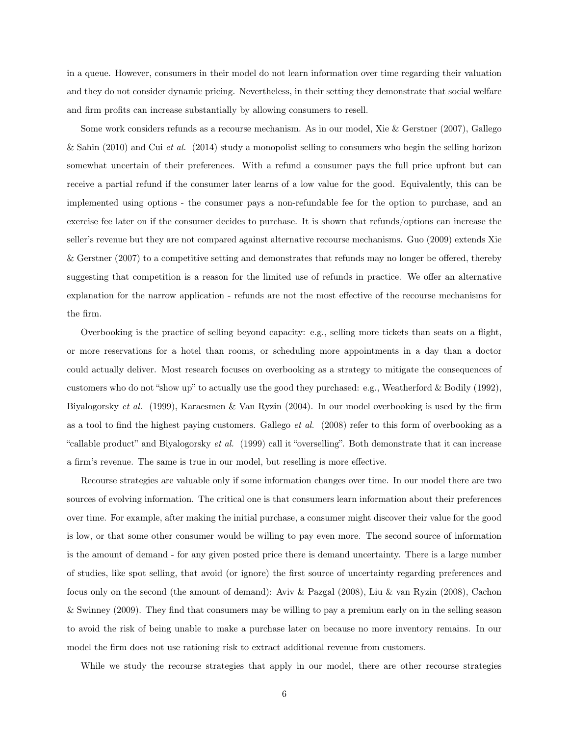in a queue. However, consumers in their model do not learn information over time regarding their valuation and they do not consider dynamic pricing. Nevertheless, in their setting they demonstrate that social welfare and firm profits can increase substantially by allowing consumers to resell.

Some work considers refunds as a recourse mechanism. As in our model, Xie & Gerstner (2007), Gallego & Sahin (2010) and Cui *et al.* (2014) study a monopolist selling to consumers who begin the selling horizon somewhat uncertain of their preferences. With a refund a consumer pays the full price upfront but can receive a partial refund if the consumer later learns of a low value for the good. Equivalently, this can be implemented using options - the consumer pays a non-refundable fee for the option to purchase, and an exercise fee later on if the consumer decides to purchase. It is shown that refunds/options can increase the seller's revenue but they are not compared against alternative recourse mechanisms. Guo (2009) extends Xie & Gerstner (2007) to a competitive setting and demonstrates that refunds may no longer be offered, thereby suggesting that competition is a reason for the limited use of refunds in practice. We offer an alternative explanation for the narrow application - refunds are not the most effective of the recourse mechanisms for the firm.

Overbooking is the practice of selling beyond capacity: e.g., selling more tickets than seats on a flight, or more reservations for a hotel than rooms, or scheduling more appointments in a day than a doctor could actually deliver. Most research focuses on overbooking as a strategy to mitigate the consequences of customers who do not "show up" to actually use the good they purchased: e.g., Weatherford & Bodily (1992), Biyalogorsky *et al.* (1999), Karaesmen & Van Ryzin (2004). In our model overbooking is used by the firm as a tool to find the highest paying customers. Gallego *et al.* (2008) refer to this form of overbooking as a "callable product" and Biyalogorsky *et al.* (1999) call it "overselling". Both demonstrate that it can increase a firm's revenue. The same is true in our model, but reselling is more effective.

Recourse strategies are valuable only if some information changes over time. In our model there are two sources of evolving information. The critical one is that consumers learn information about their preferences over time. For example, after making the initial purchase, a consumer might discover their value for the good is low, or that some other consumer would be willing to pay even more. The second source of information is the amount of demand - for any given posted price there is demand uncertainty. There is a large number of studies, like spot selling, that avoid (or ignore) the first source of uncertainty regarding preferences and focus only on the second (the amount of demand): Aviv & Pazgal (2008), Liu & van Ryzin (2008), Cachon & Swinney (2009). They find that consumers may be willing to pay a premium early on in the selling season to avoid the risk of being unable to make a purchase later on because no more inventory remains. In our model the firm does not use rationing risk to extract additional revenue from customers.

While we study the recourse strategies that apply in our model, there are other recourse strategies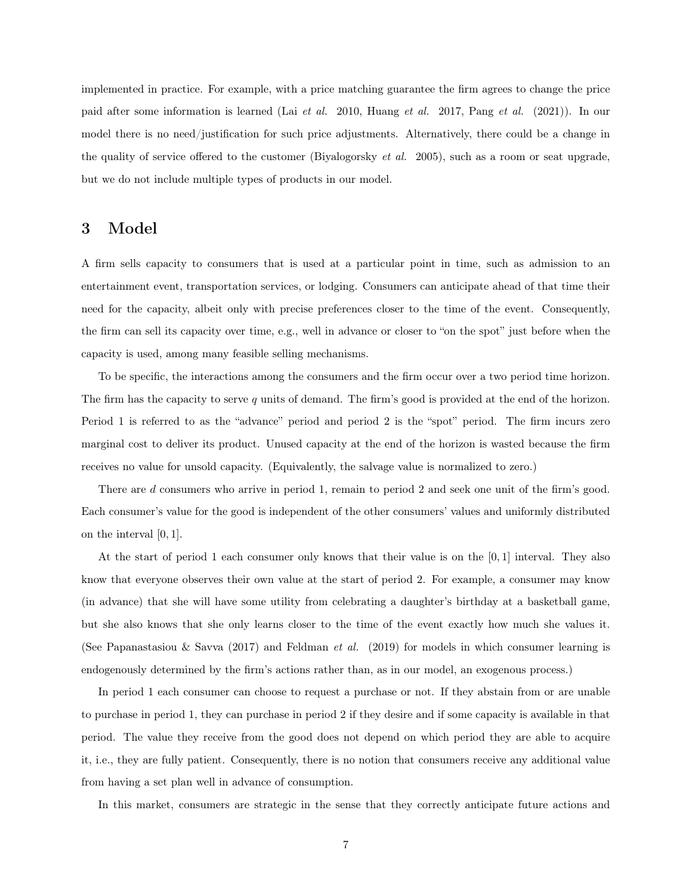implemented in practice. For example, with a price matching guarantee the firm agrees to change the price paid after some information is learned (Lai *et al.* 2010, Huang *et al.* 2017, Pang *et al.* (2021)). In our model there is no need/justification for such price adjustments. Alternatively, there could be a change in the quality of service offered to the customer (Biyalogorsky *et al.* 2005), such as a room or seat upgrade, but we do not include multiple types of products in our model.

# 3 Model

A firm sells capacity to consumers that is used at a particular point in time, such as admission to an entertainment event, transportation services, or lodging. Consumers can anticipate ahead of that time their need for the capacity, albeit only with precise preferences closer to the time of the event. Consequently, the firm can sell its capacity over time, e.g., well in advance or closer to "on the spot" just before when the capacity is used, among many feasible selling mechanisms.

To be specific, the interactions among the consumers and the firm occur over a two period time horizon. The firm has the capacity to serve $q$ units of demand. The firm's good is provided at the end of the horizon. Period 1 is referred to as the "advance" period and period 2 is the "spot" period. The firm incurs zero marginal cost to deliver its product. Unused capacity at the end of the horizon is wasted because the firm receives no value for unsold capacity. (Equivalently, the salvage value is normalized to zero.)

There are $d$ consumers who arrive in period 1, remain to period 2 and seek one unit of the firm's good. Each consumer's value for the good is independent of the other consumers' values and uniformly distributed on the interval $[0, 1]$.

At the start of period 1 each consumer only knows that their value is on the $[0, 1]$ interval. They also know that everyone observes their own value at the start of period 2. For example, a consumer may know (in advance) that she will have some utility from celebrating a daughter's birthday at a basketball game, but she also knows that she only learns closer to the time of the event exactly how much she values it. (See Papanastasiou & Savva (2017) and Feldman *et al.* (2019) for models in which consumer learning is endogenously determined by the firm's actions rather than, as in our model, an exogenous process.)

In period 1 each consumer can choose to request a purchase or not. If they abstain from or are unable to purchase in period 1, they can purchase in period 2 if they desire and if some capacity is available in that period. The value they receive from the good does not depend on which period they are able to acquire it, i.e., they are fully patient. Consequently, there is no notion that consumers receive any additional value from having a set plan well in advance of consumption.

In this market, consumers are strategic in the sense that they correctly anticipate future actions and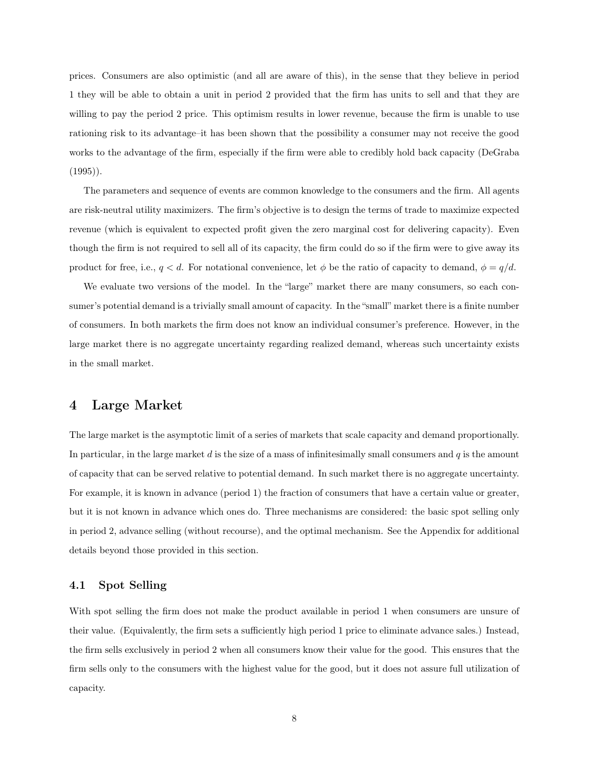prices. Consumers are also optimistic (and all are aware of this), in the sense that they believe in period 1 they will be able to obtain a unit in period 2 provided that the firm has units to sell and that they are willing to pay the period 2 price. This optimism results in lower revenue, because the firm is unable to use rationing risk to its advantage–it has been shown that the possibility a consumer may not receive the good works to the advantage of the firm, especially if the firm were able to credibly hold back capacity (DeGraba (1995)).

The parameters and sequence of events are common knowledge to the consumers and the firm. All agents are risk-neutral utility maximizers. The firm's objective is to design the terms of trade to maximize expected revenue (which is equivalent to expected profit given the zero marginal cost for delivering capacity). Even though the firm is not required to sell all of its capacity, the firm could do so if the firm were to give away its product for free, i.e., $q < d$. For notational convenience, let $\phi$ be the ratio of capacity to demand, $\phi = q/d$.

We evaluate two versions of the model. In the "large" market there are many consumers, so each consumer's potential demand is a trivially small amount of capacity. In the "small" market there is a finite number of consumers. In both markets the firm does not know an individual consumer's preference. However, in the large market there is no aggregate uncertainty regarding realized demand, whereas such uncertainty exists in the small market.

# 4 Large Market

The large market is the asymptotic limit of a series of markets that scale capacity and demand proportionally. In particular, in the large market $d$ is the size of a mass of infinitesimally small consumers and $q$ is the amount of capacity that can be served relative to potential demand. In such market there is no aggregate uncertainty. For example, it is known in advance (period 1) the fraction of consumers that have a certain value or greater, but it is not known in advance which ones do. Three mechanisms are considered: the basic spot selling only in period 2, advance selling (without recourse), and the optimal mechanism. See the Appendix for additional details beyond those provided in this section.

## 4.1 Spot Selling

With spot selling the firm does not make the product available in period 1 when consumers are unsure of their value. (Equivalently, the firm sets a sufficiently high period 1 price to eliminate advance sales.) Instead, the firm sells exclusively in period 2 when all consumers know their value for the good. This ensures that the firm sells only to the consumers with the highest value for the good, but it does not assure full utilization of capacity.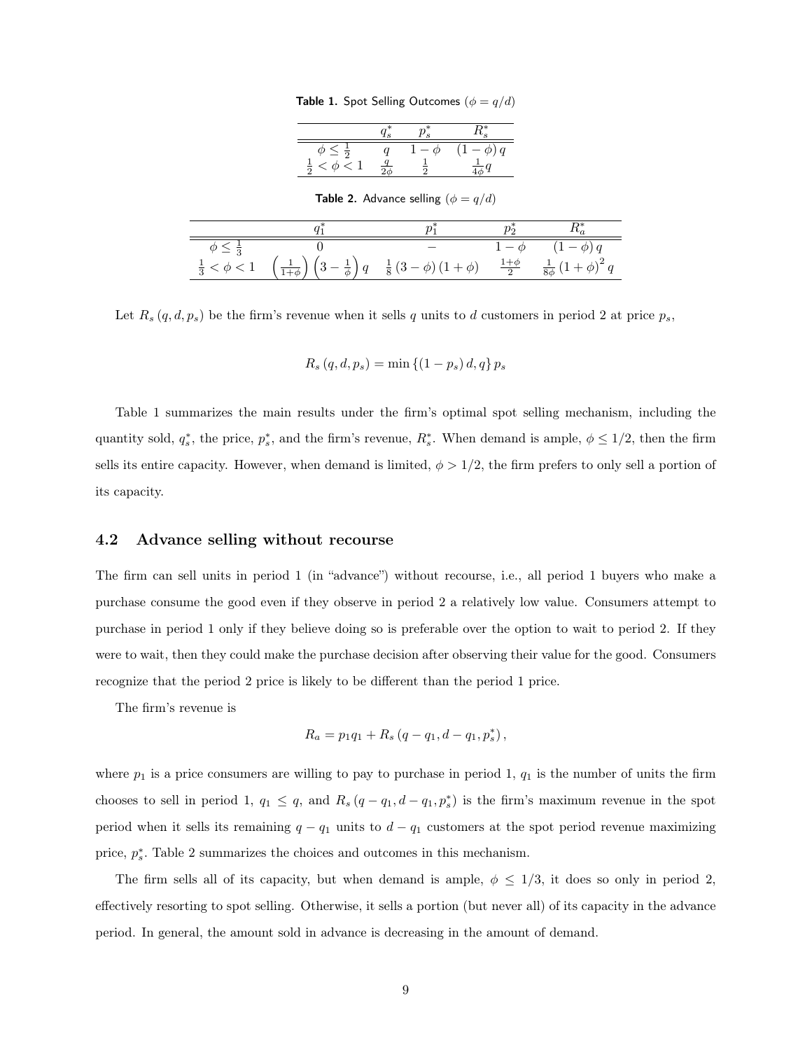**Table 1.** Spot Selling Outcomes ($\phi = q/d$)

| | $q_s^*$ | $p_s^*$ | $R_s^*$ |
|---|---|---|---|
| $\phi \leq \frac{1}{2}$ | $q$ | $1-\phi$ | $(1-\phi)\,q$ |
| $\frac{1}{2} < \phi < 1$ | $\frac{q}{2\phi}$ | $\frac{1}{2}$ | $\frac{1}{4\phi}q$ |

**Table 2.** Advance selling ($\phi = q/d$)

| | $q_1^*$ | $p_1^*$ | $p_2^*$ | $R_a^*$ |
|---|---|---|---|---|
| $\phi \leq \frac{1}{3}$ | $0$ | $-$ | $1-\phi$ | $(1-\phi)\,q$ |
| $\frac{1}{3} < \phi < 1$ | $\left(\frac{1}{1+\phi}\right)\left(3-\frac{1}{\phi}\right)q$ | $\frac{1}{8}(3-\phi)(1+\phi)$ | $\frac{1+\phi}{2}$ | $\frac{1}{8\phi}(1+\phi)^2\,q$ |

Let $R_s(q,d,p_s)$ be the firm's revenue when it sells $q$ units to $d$ customers in period 2 at price $p_s$,

$$R_s(q,d,p_s) = \min\{(1-p_s)\,d, q\}\,p_s$$

Table 1 summarizes the main results under the firm's optimal spot selling mechanism, including the quantity sold, $q_s^*$, the price, $p_s^*$, and the firm's revenue, $R_s^*$. When demand is ample, $\phi \leq 1/2$, then the firm sells its entire capacity. However, when demand is limited, $\phi > 1/2$, the firm prefers to only sell a portion of its capacity.

### 4.2 Advance selling without recourse

The firm can sell units in period 1 (in "advance") without recourse, i.e., all period 1 buyers who make a purchase consume the good even if they observe in period 2 a relatively low value. Consumers attempt to purchase in period 1 only if they believe doing so is preferable over the option to wait to period 2. If they were to wait, then they could make the purchase decision after observing their value for the good. Consumers recognize that the period 2 price is likely to be different than the period 1 price.

The firm's revenue is

$$R_a = p_1 q_1 + R_s(q-q_1, d-q_1, p_s^*),$$

where $p_1$ is a price consumers are willing to pay to purchase in period 1, $q_1$ is the number of units the firm chooses to sell in period 1, $q_1 \leq q$, and $R_s(q-q_1, d-q_1, p_s^*)$ is the firm's maximum revenue in the spot period when it sells its remaining $q-q_1$ units to $d-q_1$ customers at the spot period revenue maximizing price, $p_s^*$. Table 2 summarizes the choices and outcomes in this mechanism.

The firm sells all of its capacity, but when demand is ample, $\phi \leq 1/3$, it does so only in period 2, effectively resorting to spot selling. Otherwise, it sells a portion (but never all) of its capacity in the advance period. In general, the amount sold in advance is decreasing in the amount of demand.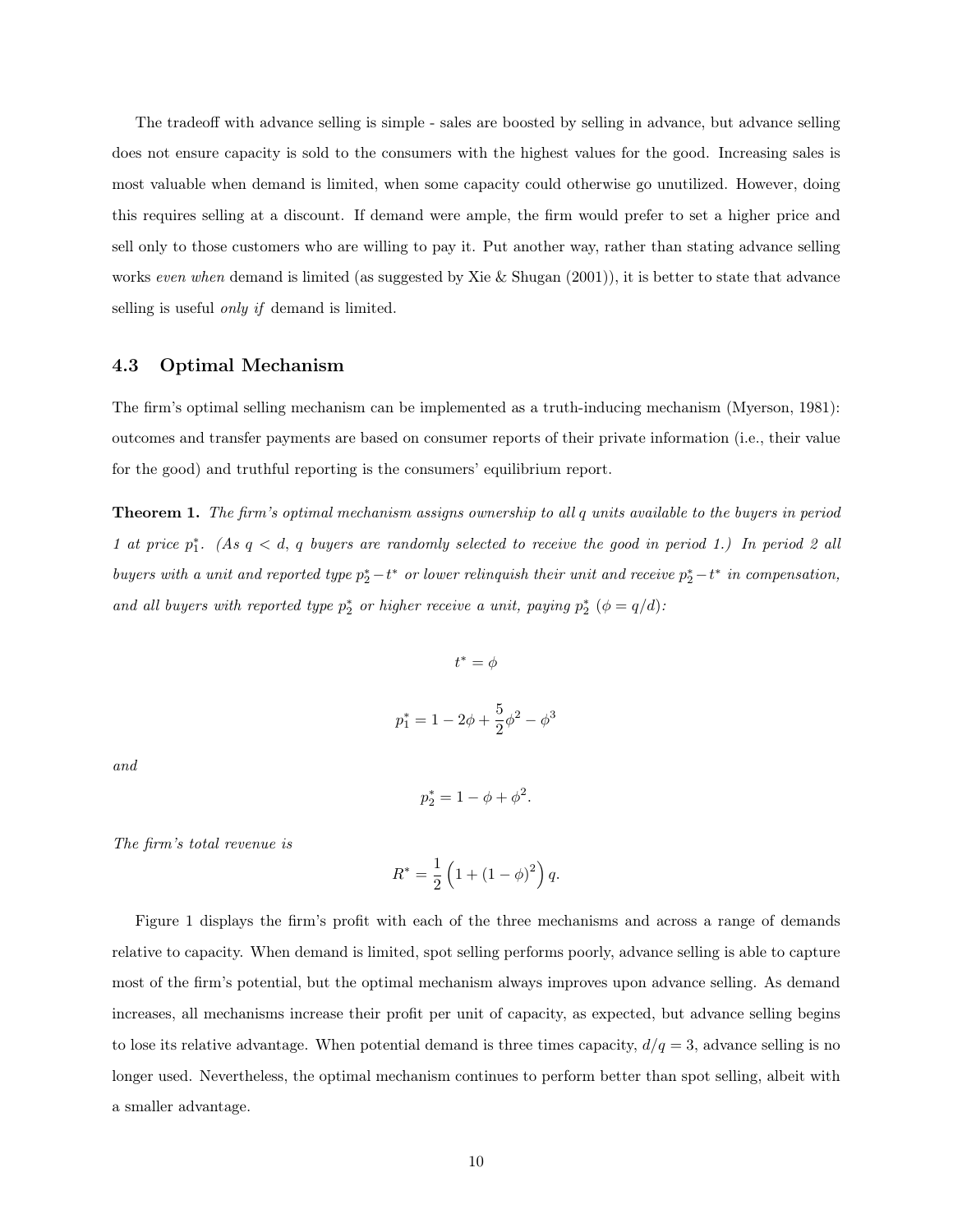The tradeoff with advance selling is simple - sales are boosted by selling in advance, but advance selling does not ensure capacity is sold to the consumers with the highest values for the good. Increasing sales is most valuable when demand is limited, when some capacity could otherwise go unutilized. However, doing this requires selling at a discount. If demand were ample, the firm would prefer to set a higher price and sell only to those customers who are willing to pay it. Put another way, rather than stating advance selling works *even when* demand is limited (as suggested by Xie & Shugan (2001)), it is better to state that advance selling is useful *only if* demand is limited.

## 4.3 Optimal Mechanism

The firm's optimal selling mechanism can be implemented as a truth-inducing mechanism (Myerson, 1981): outcomes and transfer payments are based on consumer reports of their private information (i.e., their value for the good) and truthful reporting is the consumers' equilibrium report.

**Theorem 1.** *The firm's optimal mechanism assigns ownership to all $q$ units available to the buyers in period 1 at price $p_1^*$. (As $q < d$, $q$ buyers are randomly selected to receive the good in period 1.) In period 2 all buyers with a unit and reported type $p_2^* - t^*$ or lower relinquish their unit and receive $p_2^* - t^*$ in compensation, and all buyers with reported type $p_2^*$ or higher receive a unit, paying $p_2^*$ ($\phi = q/d$):*

$$t^* = \phi$$

$$p_1^* = 1 - 2\phi + \frac{5}{2}\phi^2 - \phi^3$$

*and*

$$p_2^* = 1 - \phi + \phi^2.$$

*The firm's total revenue is*

$$R^* = \frac{1}{2}\left(1 + (1-\phi)^2\right)q.$$

Figure 1 displays the firm's profit with each of the three mechanisms and across a range of demands relative to capacity. When demand is limited, spot selling performs poorly, advance selling is able to capture most of the firm's potential, but the optimal mechanism always improves upon advance selling. As demand increases, all mechanisms increase their profit per unit of capacity, as expected, but advance selling begins to lose its relative advantage. When potential demand is three times capacity, $d/q = 3$, advance selling is no longer used. Nevertheless, the optimal mechanism continues to perform better than spot selling, albeit with a smaller advantage.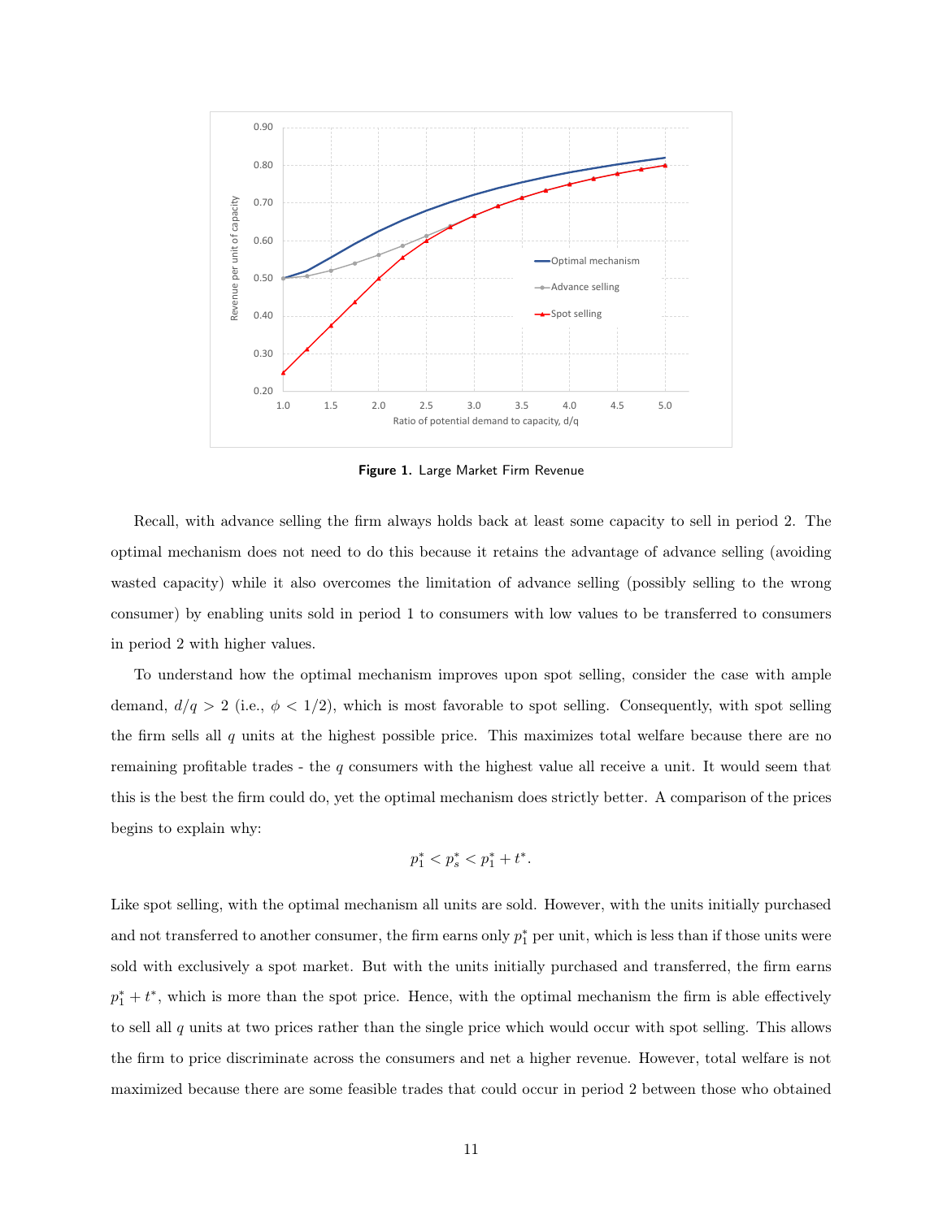**Figure 1.** Large Market Firm Revenue

Recall, with advance selling the firm always holds back at least some capacity to sell in period 2. The optimal mechanism does not need to do this because it retains the advantage of advance selling (avoiding wasted capacity) while it also overcomes the limitation of advance selling (possibly selling to the wrong consumer) by enabling units sold in period 1 to consumers with low values to be transferred to consumers in period 2 with higher values.

To understand how the optimal mechanism improves upon spot selling, consider the case with ample demand, $d/q > 2$ (i.e., $\phi < 1/2$), which is most favorable to spot selling. Consequently, with spot selling the firm sells all $q$ units at the highest possible price. This maximizes total welfare because there are no remaining profitable trades - the $q$ consumers with the highest value all receive a unit. It would seem that this is the best the firm could do, yet the optimal mechanism does strictly better. A comparison of the prices begins to explain why:

$$p_1^* < p_s^* < p_1^* + t^*.$$

Like spot selling, with the optimal mechanism all units are sold. However, with the units initially purchased and not transferred to another consumer, the firm earns only $p_1^*$ per unit, which is less than if those units were sold with exclusively a spot market. But with the units initially purchased and transferred, the firm earns $p_1^* + t^*$, which is more than the spot price. Hence, with the optimal mechanism the firm is able effectively to sell all $q$ units at two prices rather than the single price which would occur with spot selling. This allows the firm to price discriminate across the consumers and net a higher revenue. However, total welfare is not maximized because there are some feasible trades that could occur in period 2 between those who obtained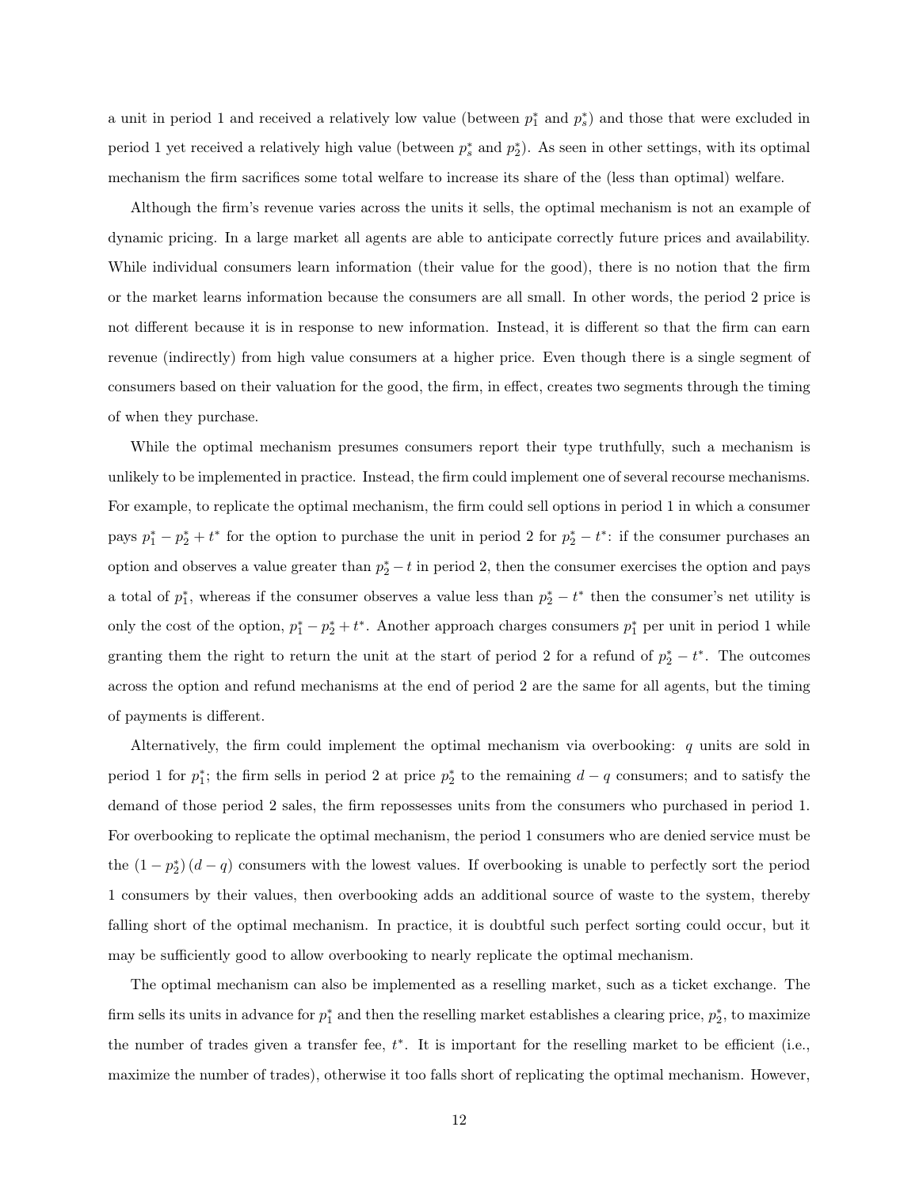a unit in period 1 and received a relatively low value (between $p_1^*$ and $p_s^*$) and those that were excluded in period 1 yet received a relatively high value (between $p_s^*$ and $p_2^*$). As seen in other settings, with its optimal mechanism the firm sacrifices some total welfare to increase its share of the (less than optimal) welfare.

Although the firm's revenue varies across the units it sells, the optimal mechanism is not an example of dynamic pricing. In a large market all agents are able to anticipate correctly future prices and availability. While individual consumers learn information (their value for the good), there is no notion that the firm or the market learns information because the consumers are all small. In other words, the period 2 price is not different because it is in response to new information. Instead, it is different so that the firm can earn revenue (indirectly) from high value consumers at a higher price. Even though there is a single segment of consumers based on their valuation for the good, the firm, in effect, creates two segments through the timing of when they purchase.

While the optimal mechanism presumes consumers report their type truthfully, such a mechanism is unlikely to be implemented in practice. Instead, the firm could implement one of several recourse mechanisms. For example, to replicate the optimal mechanism, the firm could sell options in period 1 in which a consumer pays $p_1^* - p_2^* + t^*$ for the option to purchase the unit in period 2 for $p_2^* - t^*$: if the consumer purchases an option and observes a value greater than $p_2^* - t$ in period 2, then the consumer exercises the option and pays a total of $p_1^*$, whereas if the consumer observes a value less than $p_2^* - t^*$ then the consumer's net utility is only the cost of the option, $p_1^* - p_2^* + t^*$. Another approach charges consumers $p_1^*$ per unit in period 1 while granting them the right to return the unit at the start of period 2 for a refund of $p_2^* - t^*$. The outcomes across the option and refund mechanisms at the end of period 2 are the same for all agents, but the timing of payments is different.

Alternatively, the firm could implement the optimal mechanism via overbooking: $q$ units are sold in period 1 for $p_1^*$; the firm sells in period 2 at price $p_2^*$ to the remaining $d - q$ consumers; and to satisfy the demand of those period 2 sales, the firm repossesses units from the consumers who purchased in period 1. For overbooking to replicate the optimal mechanism, the period 1 consumers who are denied service must be the $(1 - p_2^*)(d - q)$ consumers with the lowest values. If overbooking is unable to perfectly sort the period 1 consumers by their values, then overbooking adds an additional source of waste to the system, thereby falling short of the optimal mechanism. In practice, it is doubtful such perfect sorting could occur, but it may be sufficiently good to allow overbooking to nearly replicate the optimal mechanism.

The optimal mechanism can also be implemented as a reselling market, such as a ticket exchange. The firm sells its units in advance for $p_1^*$ and then the reselling market establishes a clearing price, $p_2^*$, to maximize the number of trades given a transfer fee, $t^*$. It is important for the reselling market to be efficient (i.e., maximize the number of trades), otherwise it too falls short of replicating the optimal mechanism. However,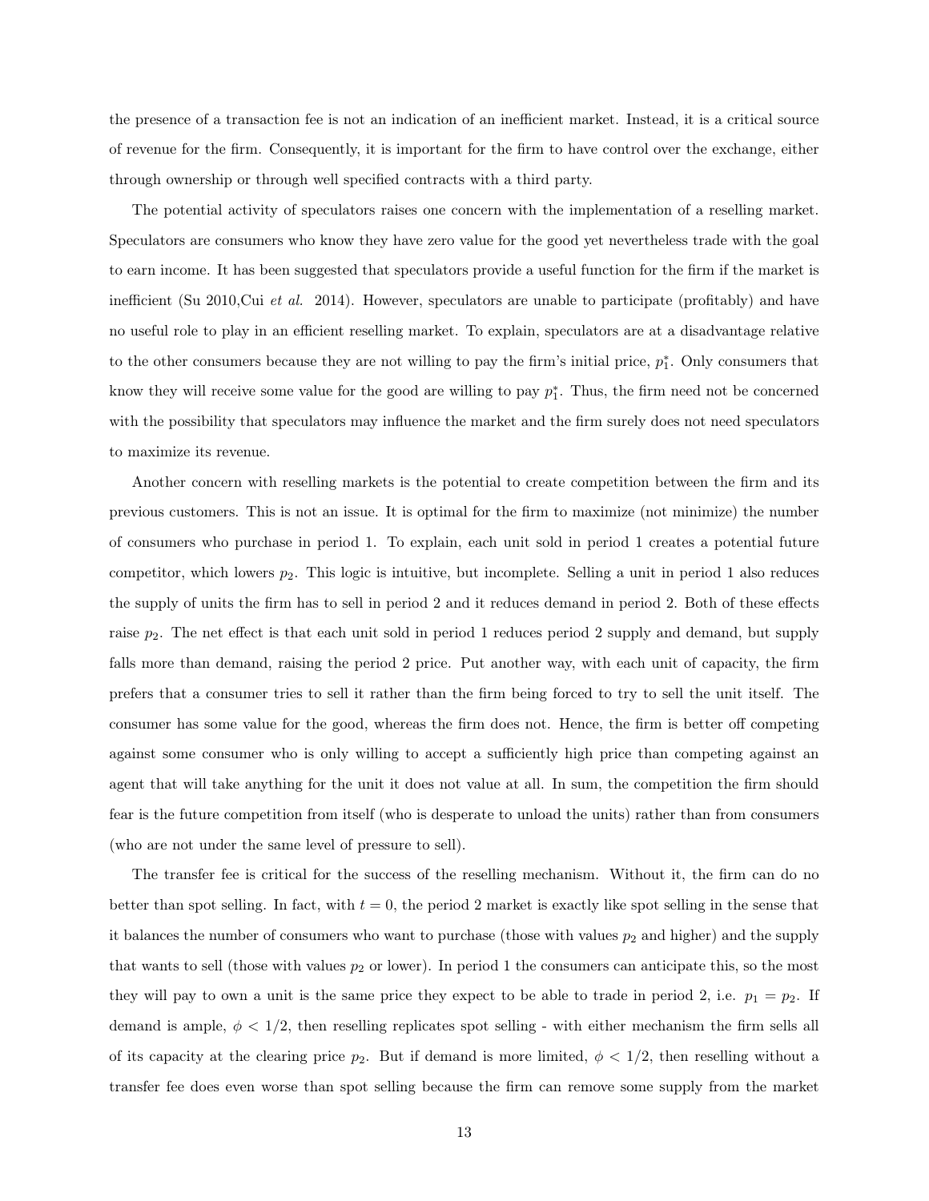the presence of a transaction fee is not an indication of an inefficient market. Instead, it is a critical source of revenue for the firm. Consequently, it is important for the firm to have control over the exchange, either through ownership or through well specified contracts with a third party.

The potential activity of speculators raises one concern with the implementation of a reselling market. Speculators are consumers who know they have zero value for the good yet nevertheless trade with the goal to earn income. It has been suggested that speculators provide a useful function for the firm if the market is inefficient (Su 2010,Cui *et al.* 2014). However, speculators are unable to participate (profitably) and have no useful role to play in an efficient reselling market. To explain, speculators are at a disadvantage relative to the other consumers because they are not willing to pay the firm's initial price, $p_1^*$. Only consumers that know they will receive some value for the good are willing to pay $p_1^*$. Thus, the firm need not be concerned with the possibility that speculators may influence the market and the firm surely does not need speculators to maximize its revenue.

Another concern with reselling markets is the potential to create competition between the firm and its previous customers. This is not an issue. It is optimal for the firm to maximize (not minimize) the number of consumers who purchase in period 1. To explain, each unit sold in period 1 creates a potential future competitor, which lowers $p_2$. This logic is intuitive, but incomplete. Selling a unit in period 1 also reduces the supply of units the firm has to sell in period 2 and it reduces demand in period 2. Both of these effects raise $p_2$. The net effect is that each unit sold in period 1 reduces period 2 supply and demand, but supply falls more than demand, raising the period 2 price. Put another way, with each unit of capacity, the firm prefers that a consumer tries to sell it rather than the firm being forced to try to sell the unit itself. The consumer has some value for the good, whereas the firm does not. Hence, the firm is better off competing against some consumer who is only willing to accept a sufficiently high price than competing against an agent that will take anything for the unit it does not value at all. In sum, the competition the firm should fear is the future competition from itself (who is desperate to unload the units) rather than from consumers (who are not under the same level of pressure to sell).

The transfer fee is critical for the success of the reselling mechanism. Without it, the firm can do no better than spot selling. In fact, with $t = 0$, the period 2 market is exactly like spot selling in the sense that it balances the number of consumers who want to purchase (those with values $p_2$ and higher) and the supply that wants to sell (those with values $p_2$ or lower). In period 1 the consumers can anticipate this, so the most they will pay to own a unit is the same price they expect to be able to trade in period 2, i.e. $p_1 = p_2$. If demand is ample, $\phi < 1/2$, then reselling replicates spot selling - with either mechanism the firm sells all of its capacity at the clearing price $p_2$. But if demand is more limited, $\phi < 1/2$, then reselling without a transfer fee does even worse than spot selling because the firm can remove some supply from the market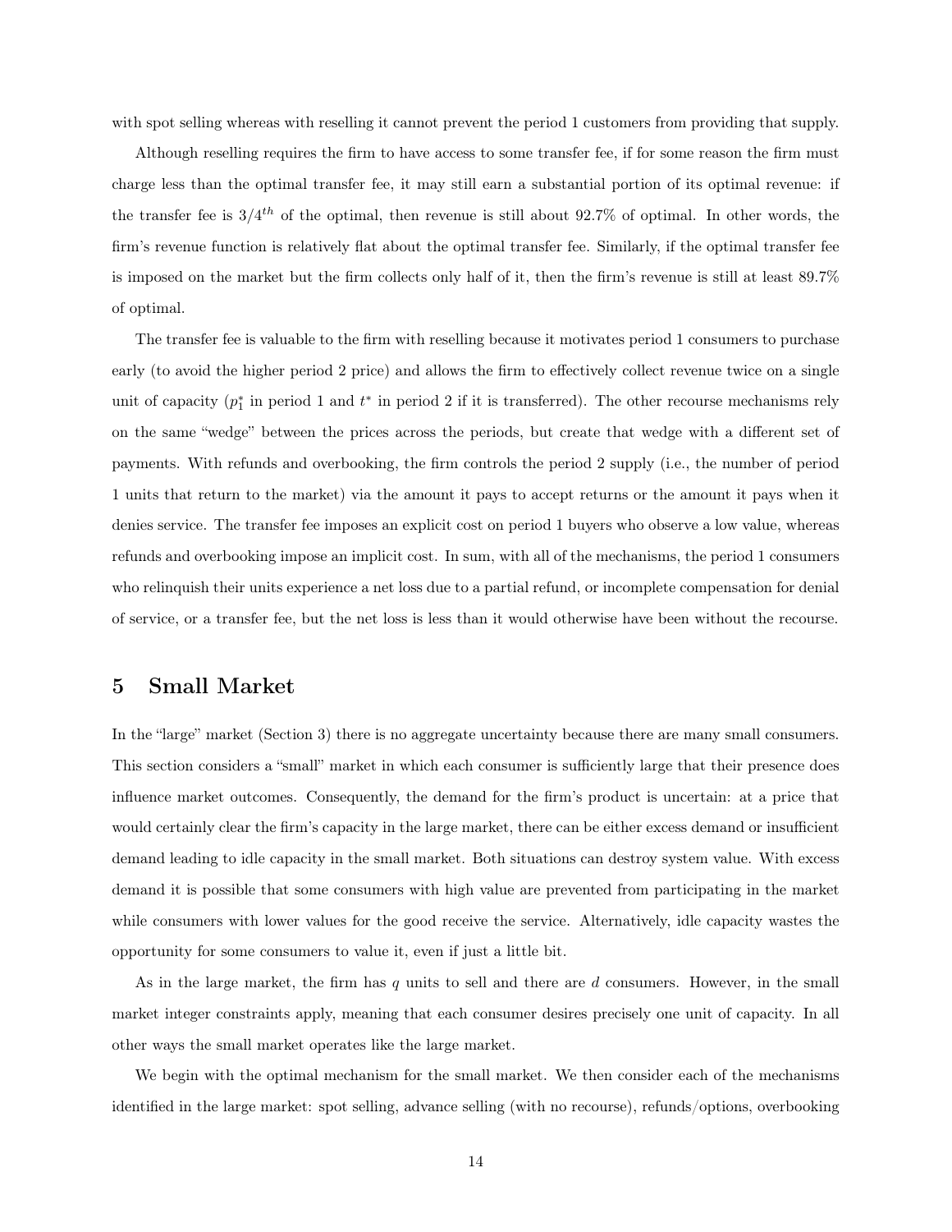with spot selling whereas with reselling it cannot prevent the period 1 customers from providing that supply.

Although reselling requires the firm to have access to some transfer fee, if for some reason the firm must charge less than the optimal transfer fee, it may still earn a substantial portion of its optimal revenue: if the transfer fee is $3/4^{th}$ of the optimal, then revenue is still about 92.7% of optimal. In other words, the firm's revenue function is relatively flat about the optimal transfer fee. Similarly, if the optimal transfer fee is imposed on the market but the firm collects only half of it, then the firm's revenue is still at least 89.7% of optimal.

The transfer fee is valuable to the firm with reselling because it motivates period 1 consumers to purchase early (to avoid the higher period 2 price) and allows the firm to effectively collect revenue twice on a single unit of capacity ($p_1^*$ in period 1 and $t^*$ in period 2 if it is transferred). The other recourse mechanisms rely on the same "wedge" between the prices across the periods, but create that wedge with a different set of payments. With refunds and overbooking, the firm controls the period 2 supply (i.e., the number of period 1 units that return to the market) via the amount it pays to accept returns or the amount it pays when it denies service. The transfer fee imposes an explicit cost on period 1 buyers who observe a low value, whereas refunds and overbooking impose an implicit cost. In sum, with all of the mechanisms, the period 1 consumers who relinquish their units experience a net loss due to a partial refund, or incomplete compensation for denial of service, or a transfer fee, but the net loss is less than it would otherwise have been without the recourse.

# 5 Small Market

In the "large" market (Section 3) there is no aggregate uncertainty because there are many small consumers. This section considers a "small" market in which each consumer is sufficiently large that their presence does influence market outcomes. Consequently, the demand for the firm's product is uncertain: at a price that would certainly clear the firm's capacity in the large market, there can be either excess demand or insufficient demand leading to idle capacity in the small market. Both situations can destroy system value. With excess demand it is possible that some consumers with high value are prevented from participating in the market while consumers with lower values for the good receive the service. Alternatively, idle capacity wastes the opportunity for some consumers to value it, even if just a little bit.

As in the large market, the firm has $q$ units to sell and there are $d$ consumers. However, in the small market integer constraints apply, meaning that each consumer desires precisely one unit of capacity. In all other ways the small market operates like the large market.

We begin with the optimal mechanism for the small market. We then consider each of the mechanisms identified in the large market: spot selling, advance selling (with no recourse), refunds/options, overbooking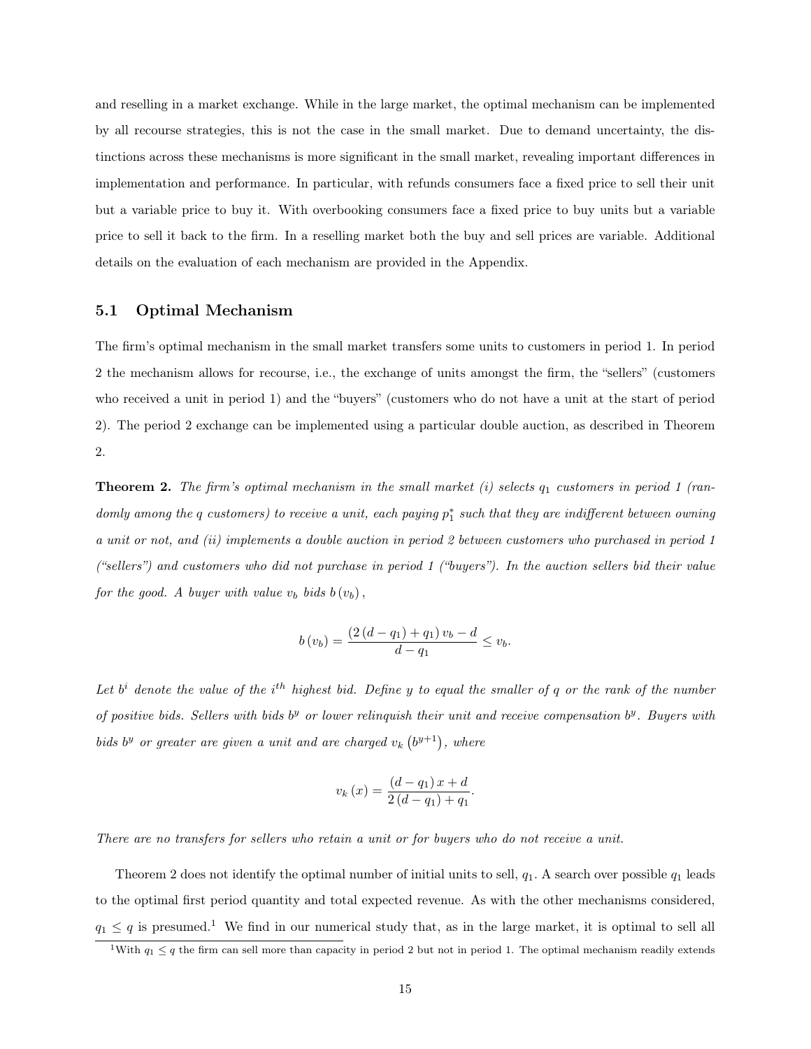and reselling in a market exchange. While in the large market, the optimal mechanism can be implemented by all recourse strategies, this is not the case in the small market. Due to demand uncertainty, the distinctions across these mechanisms is more significant in the small market, revealing important differences in implementation and performance. In particular, with refunds consumers face a fixed price to sell their unit but a variable price to buy it. With overbooking consumers face a fixed price to buy units but a variable price to sell it back to the firm. In a reselling market both the buy and sell prices are variable. Additional details on the evaluation of each mechanism are provided in the Appendix.

## 5.1 Optimal Mechanism

The firm's optimal mechanism in the small market transfers some units to customers in period 1. In period 2 the mechanism allows for recourse, i.e., the exchange of units amongst the firm, the "sellers" (customers who received a unit in period 1) and the "buyers" (customers who do not have a unit at the start of period 2). The period 2 exchange can be implemented using a particular double auction, as described in Theorem 2.

**Theorem 2.** *The firm's optimal mechanism in the small market (i) selects $q_1$ customers in period 1 (randomly among the $q$ customers) to receive a unit, each paying $p_1^*$ such that they are indifferent between owning a unit or not, and (ii) implements a double auction in period 2 between customers who purchased in period 1 ("sellers") and customers who did not purchase in period 1 ("buyers"). In the auction sellers bid their value for the good. A buyer with value $v_b$ bids $b(v_b)$,*

$$b(v_b) = \frac{(2(d-q_1)+q_1)\,v_b - d}{d-q_1} \leq v_b.$$

*Let $b^i$ denote the value of the $i^{th}$ highest bid. Define $y$ to equal the smaller of $q$ or the rank of the number of positive bids. Sellers with bids $b^y$ or lower relinquish their unit and receive compensation $b^y$. Buyers with bids $b^y$ or greater are given a unit and are charged $v_k\left(b^{y+1}\right)$, where*

$$v_k(x) = \frac{(d-q_1)\,x + d}{2(d-q_1)+q_1}.$$

*There are no transfers for sellers who retain a unit or for buyers who do not receive a unit.*

Theorem 2 does not identify the optimal number of initial units to sell, $q_1$. A search over possible $q_1$ leads to the optimal first period quantity and total expected revenue. As with the other mechanisms considered, $q_1 \leq q$ is presumed.[1] We find in our numerical study that, as in the large market, it is optimal to sell all

[1]With $q_1 \leq q$ the firm can sell more than capacity in period 2 but not in period 1. The optimal mechanism readily extends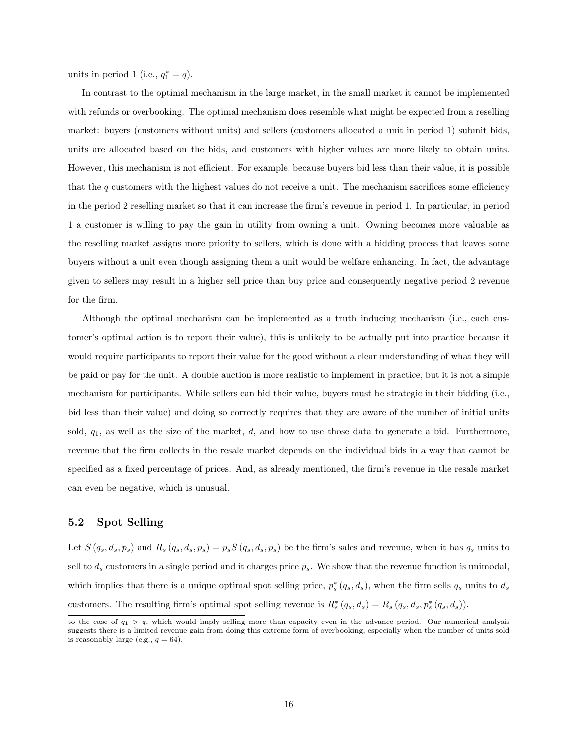units in period 1 (i.e., $q_1^* = q$).

In contrast to the optimal mechanism in the large market, in the small market it cannot be implemented with refunds or overbooking. The optimal mechanism does resemble what might be expected from a reselling market: buyers (customers without units) and sellers (customers allocated a unit in period 1) submit bids, units are allocated based on the bids, and customers with higher values are more likely to obtain units. However, this mechanism is not efficient. For example, because buyers bid less than their value, it is possible that the $q$ customers with the highest values do not receive a unit. The mechanism sacrifices some efficiency in the period 2 reselling market so that it can increase the firm's revenue in period 1. In particular, in period 1 a customer is willing to pay the gain in utility from owning a unit. Owning becomes more valuable as the reselling market assigns more priority to sellers, which is done with a bidding process that leaves some buyers without a unit even though assigning them a unit would be welfare enhancing. In fact, the advantage given to sellers may result in a higher sell price than buy price and consequently negative period 2 revenue for the firm.

Although the optimal mechanism can be implemented as a truth inducing mechanism (i.e., each customer's optimal action is to report their value), this is unlikely to be actually put into practice because it would require participants to report their value for the good without a clear understanding of what they will be paid or pay for the unit. A double auction is more realistic to implement in practice, but it is not a simple mechanism for participants. While sellers can bid their value, buyers must be strategic in their bidding (i.e., bid less than their value) and doing so correctly requires that they are aware of the number of initial units sold, $q_1$, as well as the size of the market, $d$, and how to use those data to generate a bid. Furthermore, revenue that the firm collects in the resale market depends on the individual bids in a way that cannot be specified as a fixed percentage of prices. And, as already mentioned, the firm's revenue in the resale market can even be negative, which is unusual.

## 5.2 Spot Selling

Let $S(q_s, d_s, p_s)$ and $R_s(q_s, d_s, p_s) = p_s S(q_s, d_s, p_s)$ be the firm's sales and revenue, when it has $q_s$ units to sell to $d_s$ customers in a single period and it charges price $p_s$. We show that the revenue function is unimodal, which implies that there is a unique optimal spot selling price, $p_s^*(q_s, d_s)$, when the firm sells $q_s$ units to $d_s$ customers. The resulting firm's optimal spot selling revenue is $R_s^*(q_s, d_s) = R_s(q_s, d_s, p_s^*(q_s, d_s))$.

to the case of $q_1 > q$, which would imply selling more than capacity even in the advance period. Our numerical analysis suggests there is a limited revenue gain from doing this extreme form of overbooking, especially when the number of units sold is reasonably large (e.g., $q = 64$).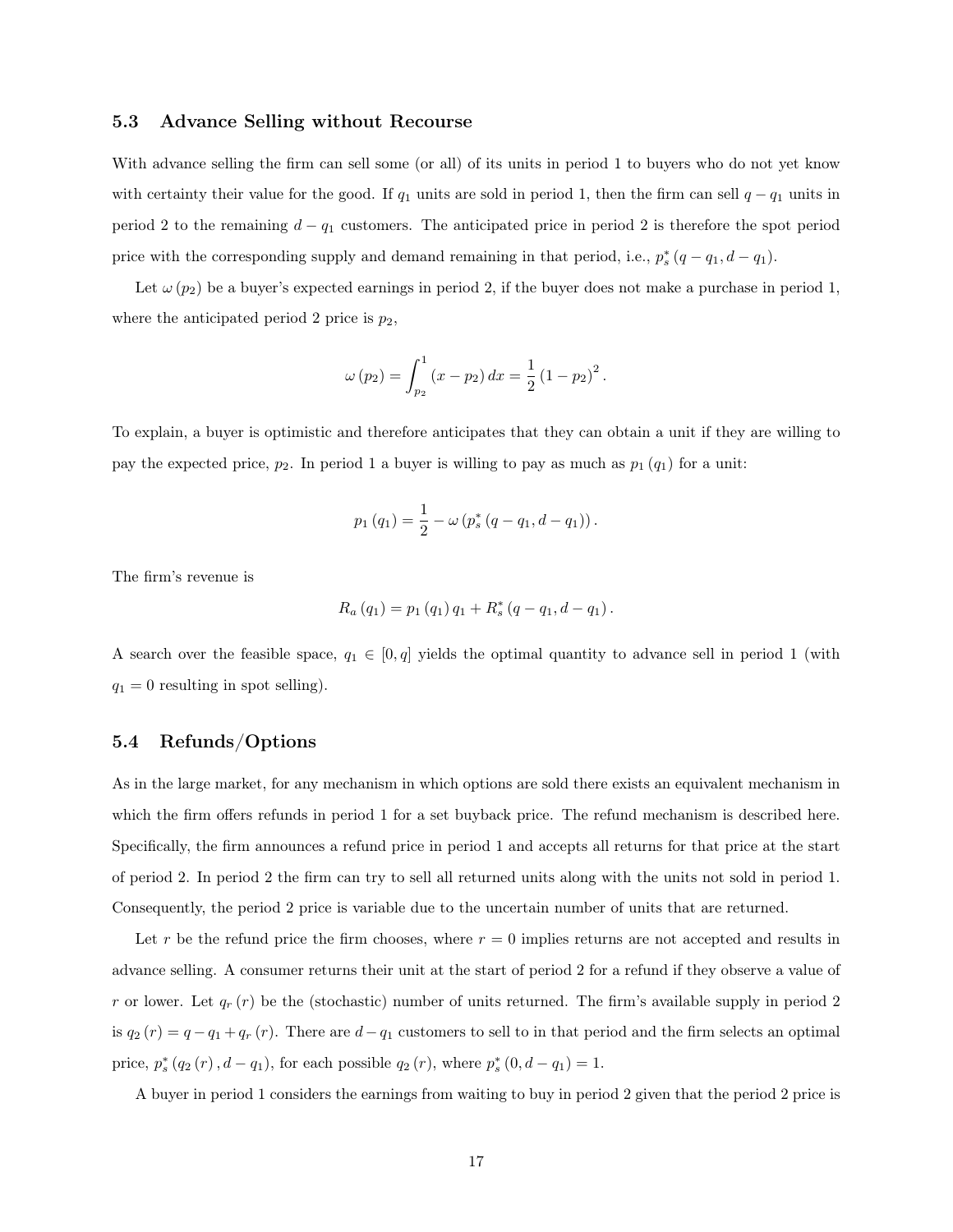### 5.3 Advance Selling without Recourse

With advance selling the firm can sell some (or all) of its units in period 1 to buyers who do not yet know with certainty their value for the good. If $q_1$ units are sold in period 1, then the firm can sell $q - q_1$ units in period 2 to the remaining $d - q_1$ customers. The anticipated price in period 2 is therefore the spot period price with the corresponding supply and demand remaining in that period, i.e., $p_s^* (q - q_1, d - q_1)$.

Let $\omega (p_2)$ be a buyer's expected earnings in period 2, if the buyer does not make a purchase in period 1, where the anticipated period 2 price is $p_2$,

$$\omega (p_2) = \int_{p_2}^{1} (x - p_2)\, dx = \frac{1}{2} (1 - p_2)^2 .$$

To explain, a buyer is optimistic and therefore anticipates that they can obtain a unit if they are willing to pay the expected price, $p_2$. In period 1 a buyer is willing to pay as much as $p_1 (q_1)$ for a unit:

$$p_1 (q_1) = \frac{1}{2} - \omega \left(p_s^* (q - q_1, d - q_1)\right).$$

The firm's revenue is

$$R_a (q_1) = p_1 (q_1)\, q_1 + R_s^* (q - q_1, d - q_1) .$$

A search over the feasible space, $q_1 \in [0, q]$ yields the optimal quantity to advance sell in period 1 (with $q_1 = 0$ resulting in spot selling).

### 5.4 Refunds/Options

As in the large market, for any mechanism in which options are sold there exists an equivalent mechanism in which the firm offers refunds in period 1 for a set buyback price. The refund mechanism is described here. Specifically, the firm announces a refund price in period 1 and accepts all returns for that price at the start of period 2. In period 2 the firm can try to sell all returned units along with the units not sold in period 1. Consequently, the period 2 price is variable due to the uncertain number of units that are returned.

Let $r$ be the refund price the firm chooses, where $r = 0$ implies returns are not accepted and results in advance selling. A consumer returns their unit at the start of period 2 for a refund if they observe a value of $r$ or lower. Let $q_r (r)$ be the (stochastic) number of units returned. The firm's available supply in period 2 is $q_2 (r) = q - q_1 + q_r (r)$. There are $d - q_1$ customers to sell to in that period and the firm selects an optimal price, $p_s^* (q_2 (r), d - q_1)$, for each possible $q_2 (r)$, where $p_s^* (0, d - q_1) = 1$.

A buyer in period 1 considers the earnings from waiting to buy in period 2 given that the period 2 price is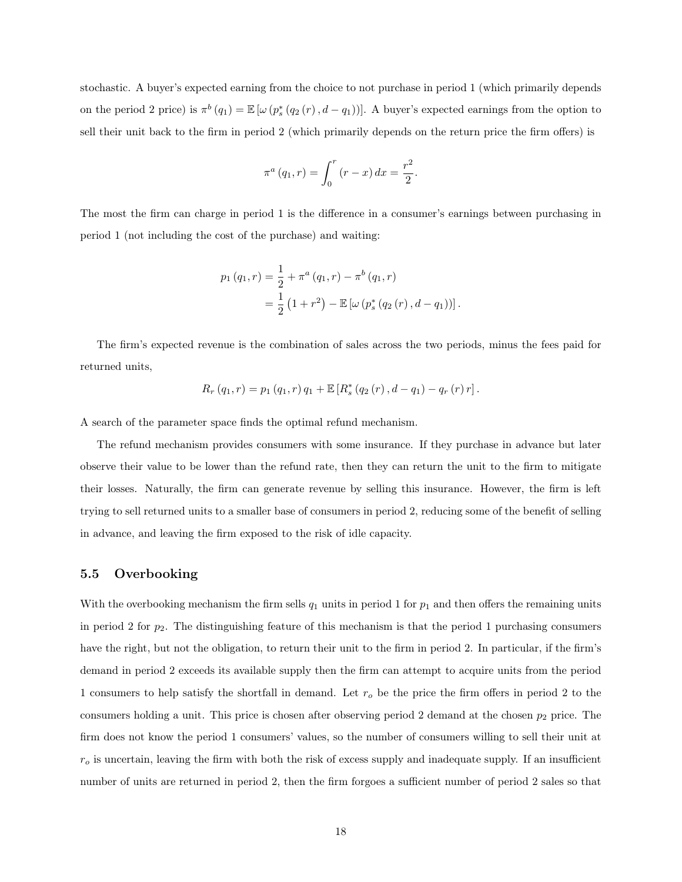stochastic. A buyer's expected earning from the choice to not purchase in period 1 (which primarily depends on the period 2 price) is $\pi^b(q_1) = \mathbb{E}[\omega(p_s^*(q_2(r), d - q_1))]$. A buyer's expected earnings from the option to sell their unit back to the firm in period 2 (which primarily depends on the return price the firm offers) is

$$\pi^a(q_1, r) = \int_0^r (r - x)\,dx = \frac{r^2}{2}.$$

The most the firm can charge in period 1 is the difference in a consumer's earnings between purchasing in period 1 (not including the cost of the purchase) and waiting:

$$\begin{aligned}
p_1(q_1, r) &= \frac{1}{2} + \pi^a(q_1, r) - \pi^b(q_1, r) \\
&= \frac{1}{2}\left(1 + r^2\right) - \mathbb{E}[\omega(p_s^*(q_2(r), d - q_1))].
\end{aligned}$$

The firm's expected revenue is the combination of sales across the two periods, minus the fees paid for returned units,

$$R_r(q_1, r) = p_1(q_1, r)\,q_1 + \mathbb{E}[R_s^*(q_2(r), d - q_1) - q_r(r)\,r].$$

A search of the parameter space finds the optimal refund mechanism.

The refund mechanism provides consumers with some insurance. If they purchase in advance but later observe their value to be lower than the refund rate, then they can return the unit to the firm to mitigate their losses. Naturally, the firm can generate revenue by selling this insurance. However, the firm is left trying to sell returned units to a smaller base of consumers in period 2, reducing some of the benefit of selling in advance, and leaving the firm exposed to the risk of idle capacity.

## 5.5 Overbooking

With the overbooking mechanism the firm sells $q_1$ units in period 1 for $p_1$ and then offers the remaining units in period 2 for $p_2$. The distinguishing feature of this mechanism is that the period 1 purchasing consumers have the right, but not the obligation, to return their unit to the firm in period 2. In particular, if the firm's demand in period 2 exceeds its available supply then the firm can attempt to acquire units from the period 1 consumers to help satisfy the shortfall in demand. Let $r_o$ be the price the firm offers in period 2 to the consumers holding a unit. This price is chosen after observing period 2 demand at the chosen $p_2$ price. The firm does not know the period 1 consumers' values, so the number of consumers willing to sell their unit at $r_o$ is uncertain, leaving the firm with both the risk of excess supply and inadequate supply. If an insufficient number of units are returned in period 2, then the firm forgoes a sufficient number of period 2 sales so that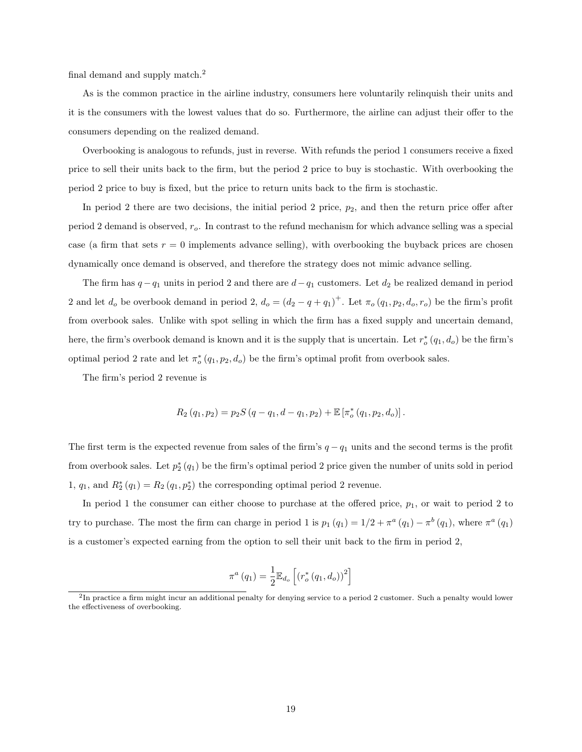final demand and supply match.[2]

As is the common practice in the airline industry, consumers here voluntarily relinquish their units and it is the consumers with the lowest values that do so. Furthermore, the airline can adjust their offer to the consumers depending on the realized demand.

Overbooking is analogous to refunds, just in reverse. With refunds the period 1 consumers receive a fixed price to sell their units back to the firm, but the period 2 price to buy is stochastic. With overbooking the period 2 price to buy is fixed, but the price to return units back to the firm is stochastic.

In period 2 there are two decisions, the initial period 2 price, $p_2$, and then the return price offer after period 2 demand is observed, $r_o$. In contrast to the refund mechanism for which advance selling was a special case (a firm that sets $r = 0$ implements advance selling), with overbooking the buyback prices are chosen dynamically once demand is observed, and therefore the strategy does not mimic advance selling.

The firm has $q - q_1$ units in period 2 and there are $d - q_1$ customers. Let $d_2$ be realized demand in period 2 and let $d_o$ be overbook demand in period 2, $d_o = (d_2 - q + q_1)^+$. Let $\pi_o(q_1, p_2, d_o, r_o)$ be the firm's profit from overbook sales. Unlike with spot selling in which the firm has a fixed supply and uncertain demand, here, the firm's overbook demand is known and it is the supply that is uncertain. Let $r_o^*(q_1, d_o)$ be the firm's optimal period 2 rate and let $\pi_o^*(q_1, p_2, d_o)$ be the firm's optimal profit from overbook sales.

The firm's period 2 revenue is

$$R_2(q_1, p_2) = p_2 S(q - q_1, d - q_1, p_2) + \mathbb{E}\left[\pi_o^*(q_1, p_2, d_o)\right].$$

The first term is the expected revenue from sales of the firm's $q - q_1$ units and the second terms is the profit from overbook sales. Let $p_2^*(q_1)$ be the firm's optimal period 2 price given the number of units sold in period 1, $q_1$, and $R_2^*(q_1) = R_2(q_1, p_2^*)$ the corresponding optimal period 2 revenue.

In period 1 the consumer can either choose to purchase at the offered price, $p_1$, or wait to period 2 to try to purchase. The most the firm can charge in period 1 is $p_1(q_1) = 1/2 + \pi^a(q_1) - \pi^b(q_1)$, where $\pi^a(q_1)$ is a customer's expected earning from the option to sell their unit back to the firm in period 2,

$$\pi^a(q_1) = \frac{1}{2}\mathbb{E}_{d_o}\left[\left(r_o^*(q_1, d_o)\right)^2\right]$$

[2] In practice a firm might incur an additional penalty for denying service to a period 2 customer. Such a penalty would lower the effectiveness of overbooking.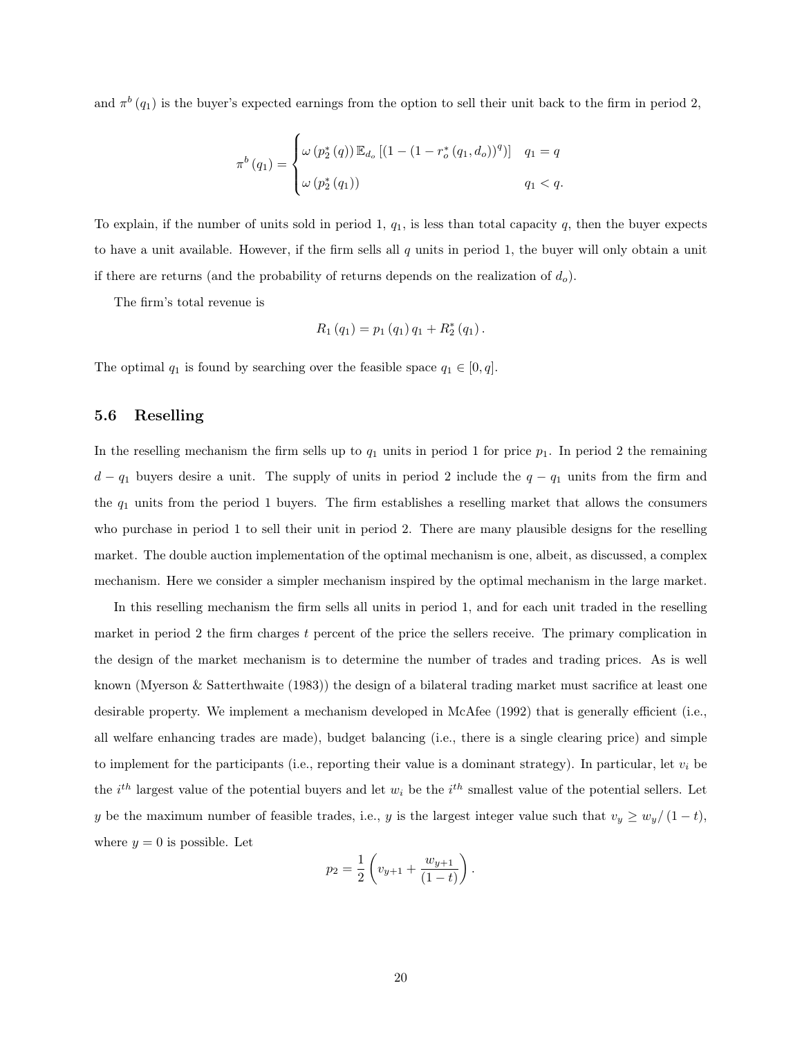and $\pi^b(q_1)$ is the buyer's expected earnings from the option to sell their unit back to the firm in period 2,

$$\pi^b(q_1) = \begin{cases} \omega(p_2^*(q))\,\mathbb{E}_{d_o}\left[(1-(1-r_o^*(q_1,d_o))^q)\right] & q_1 = q \\ \omega(p_2^*(q_1)) & q_1 < q. \end{cases}$$

To explain, if the number of units sold in period 1, $q_1$, is less than total capacity $q$, then the buyer expects to have a unit available. However, if the firm sells all $q$ units in period 1, the buyer will only obtain a unit if there are returns (and the probability of returns depends on the realization of $d_o$).

The firm's total revenue is

$$R_1(q_1) = p_1(q_1)\,q_1 + R_2^*(q_1).$$

The optimal $q_1$ is found by searching over the feasible space $q_1 \in [0, q]$.

### 5.6 Reselling

In the reselling mechanism the firm sells up to $q_1$ units in period 1 for price $p_1$. In period 2 the remaining $d - q_1$ buyers desire a unit. The supply of units in period 2 include the $q - q_1$ units from the firm and the $q_1$ units from the period 1 buyers. The firm establishes a reselling market that allows the consumers who purchase in period 1 to sell their unit in period 2. There are many plausible designs for the reselling market. The double auction implementation of the optimal mechanism is one, albeit, as discussed, a complex mechanism. Here we consider a simpler mechanism inspired by the optimal mechanism in the large market.

In this reselling mechanism the firm sells all units in period 1, and for each unit traded in the reselling market in period 2 the firm charges $t$ percent of the price the sellers receive. The primary complication in the design of the market mechanism is to determine the number of trades and trading prices. As is well known (Myerson & Satterthwaite (1983)) the design of a bilateral trading market must sacrifice at least one desirable property. We implement a mechanism developed in McAfee (1992) that is generally efficient (i.e., all welfare enhancing trades are made), budget balancing (i.e., there is a single clearing price) and simple to implement for the participants (i.e., reporting their value is a dominant strategy). In particular, let $v_i$ be the $i^{th}$ largest value of the potential buyers and let $w_i$ be the $i^{th}$ smallest value of the potential sellers. Let $y$ be the maximum number of feasible trades, i.e., $y$ is the largest integer value such that $v_y \geq w_y/(1-t)$, where $y = 0$ is possible. Let

$$p_2 = \frac{1}{2}\left(v_{y+1} + \frac{w_{y+1}}{(1-t)}\right).$$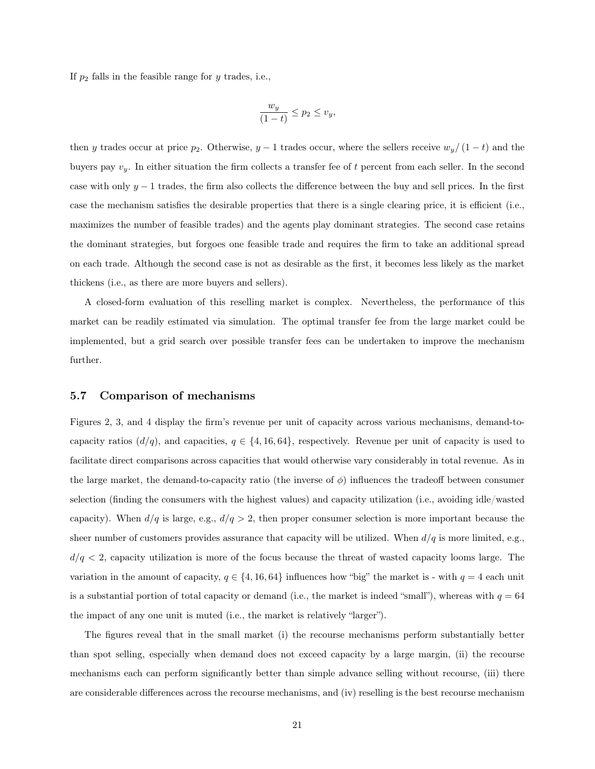If $p_2$ falls in the feasible range for $y$ trades, i.e.,

$$\frac{w_y}{(1-t)} \leq p_2 \leq v_y,$$

then $y$ trades occur at price $p_2$. Otherwise, $y-1$ trades occur, where the sellers receive $w_y/(1-t)$ and the buyers pay $v_y$. In either situation the firm collects a transfer fee of $t$ percent from each seller. In the second case with only $y-1$ trades, the firm also collects the difference between the buy and sell prices. In the first case the mechanism satisfies the desirable properties that there is a single clearing price, it is efficient (i.e., maximizes the number of feasible trades) and the agents play dominant strategies. The second case retains the dominant strategies, but forgoes one feasible trade and requires the firm to take an additional spread on each trade. Although the second case is not as desirable as the first, it becomes less likely as the market thickens (i.e., as there are more buyers and sellers).

A closed-form evaluation of this reselling market is complex. Nevertheless, the performance of this market can be readily estimated via simulation. The optimal transfer fee from the large market could be implemented, but a grid search over possible transfer fees can be undertaken to improve the mechanism further.

### 5.7 Comparison of mechanisms

Figures 2, 3, and 4 display the firm's revenue per unit of capacity across various mechanisms, demand-to-capacity ratios ($d/q$), and capacities, $q \in \{4, 16, 64\}$, respectively. Revenue per unit of capacity is used to facilitate direct comparisons across capacities that would otherwise vary considerably in total revenue. As in the large market, the demand-to-capacity ratio (the inverse of $\phi$) influences the tradeoff between consumer selection (finding the consumers with the highest values) and capacity utilization (i.e., avoiding idle/wasted capacity). When $d/q$ is large, e.g., $d/q > 2$, then proper consumer selection is more important because the sheer number of customers provides assurance that capacity will be utilized. When $d/q$ is more limited, e.g., $d/q < 2$, capacity utilization is more of the focus because the threat of wasted capacity looms large. The variation in the amount of capacity, $q \in \{4, 16, 64\}$ influences how "big" the market is - with $q = 4$ each unit is a substantial portion of total capacity or demand (i.e., the market is indeed "small"), whereas with $q = 64$ the impact of any one unit is muted (i.e., the market is relatively "larger").

The figures reveal that in the small market (i) the recourse mechanisms perform substantially better than spot selling, especially when demand does not exceed capacity by a large margin, (ii) the recourse mechanisms each can perform significantly better than simple advance selling without recourse, (iii) there are considerable differences across the recourse mechanisms, and (iv) reselling is the best recourse mechanism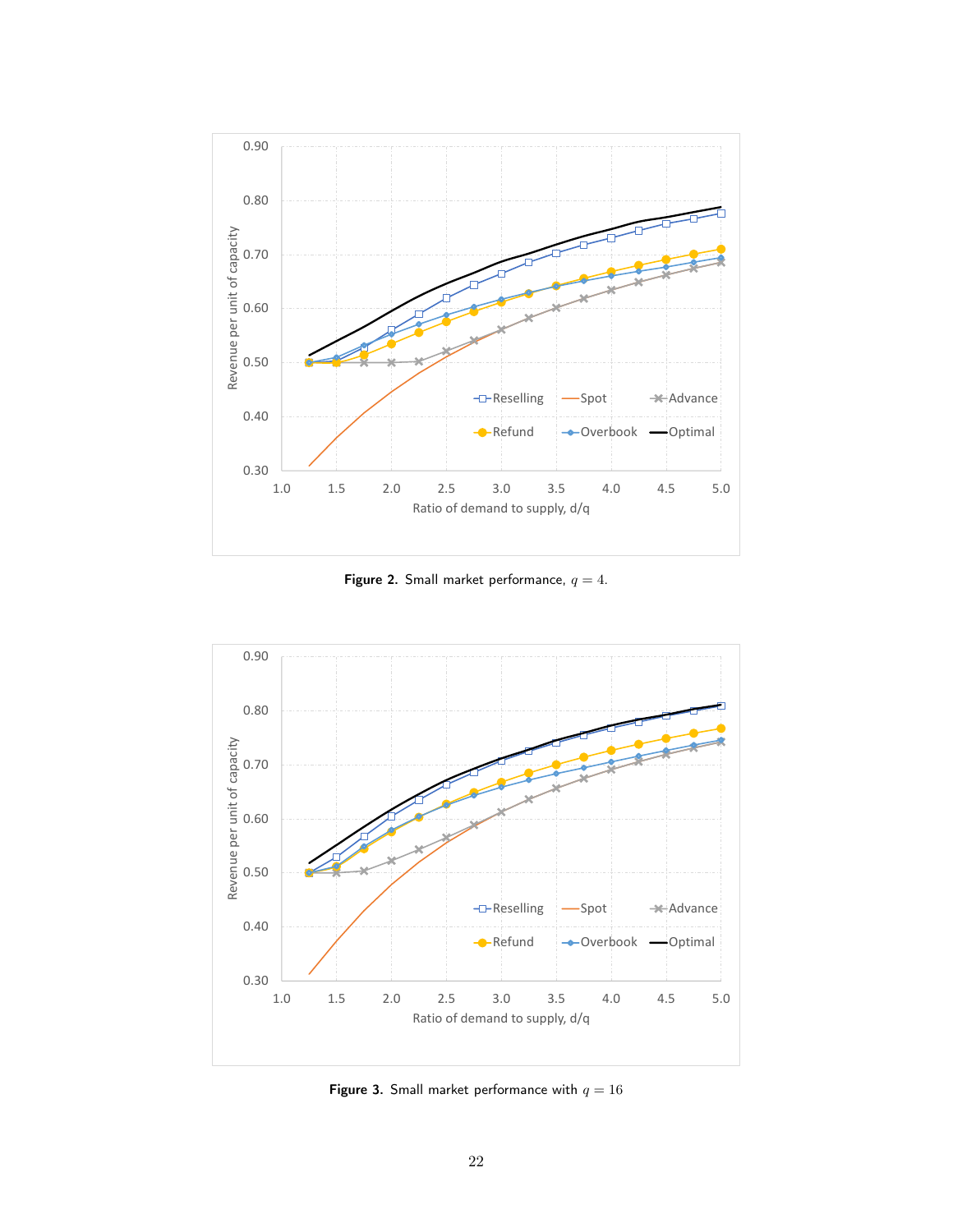Figure 2. Small market performance, $q = 4$.

Figure 3. Small market performance with $q = 16$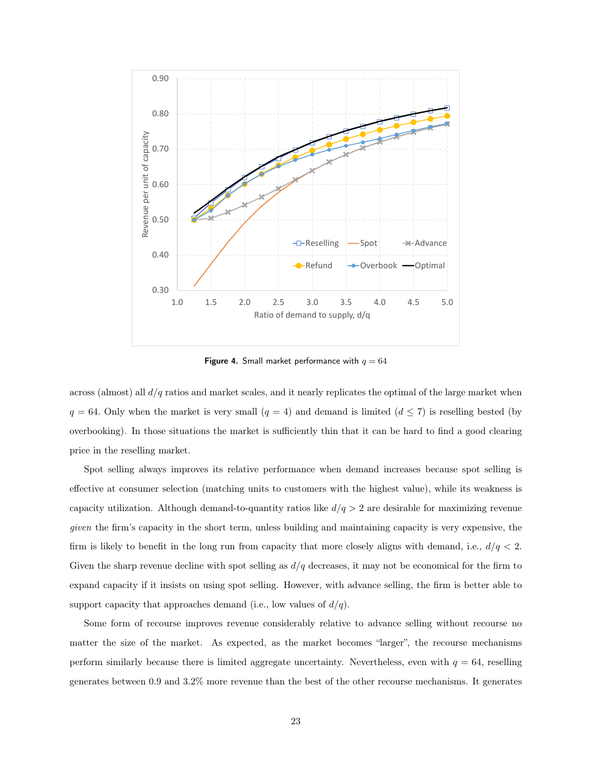**Figure 4.** Small market performance with $q = 64$

across (almost) all $d/q$ ratios and market scales, and it nearly replicates the optimal of the large market when $q = 64$. Only when the market is very small ($q = 4$) and demand is limited ($d \leq 7$) is reselling bested (by overbooking). In those situations the market is sufficiently thin that it can be hard to find a good clearing price in the reselling market.

Spot selling always improves its relative performance when demand increases because spot selling is effective at consumer selection (matching units to customers with the highest value), while its weakness is capacity utilization. Although demand-to-quantity ratios like $d/q > 2$ are desirable for maximizing revenue *given* the firm's capacity in the short term, unless building and maintaining capacity is very expensive, the firm is likely to benefit in the long run from capacity that more closely aligns with demand, i.e., $d/q < 2$. Given the sharp revenue decline with spot selling as $d/q$ decreases, it may not be economical for the firm to expand capacity if it insists on using spot selling. However, with advance selling, the firm is better able to support capacity that approaches demand (i.e., low values of $d/q$).

Some form of recourse improves revenue considerably relative to advance selling without recourse no matter the size of the market. As expected, as the market becomes "larger", the recourse mechanisms perform similarly because there is limited aggregate uncertainty. Nevertheless, even with $q = 64$, reselling generates between 0.9 and 3.2% more revenue than the best of the other recourse mechanisms. It generates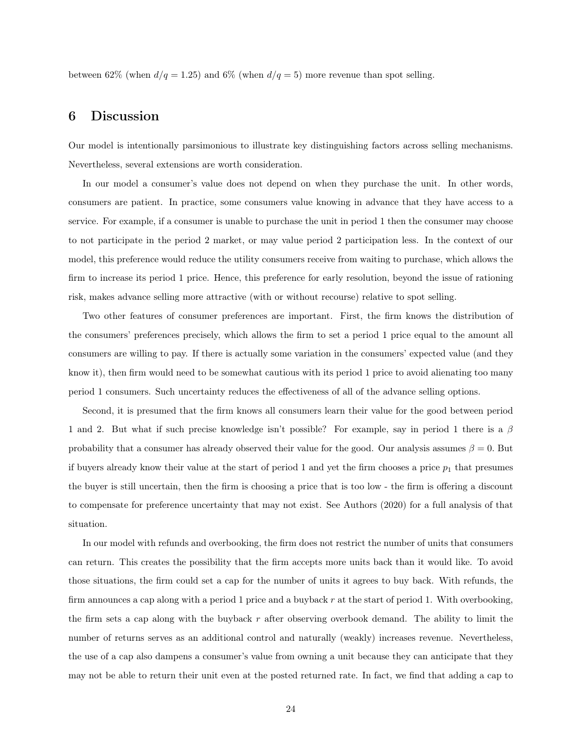between 62% (when $d/q = 1.25$) and 6% (when $d/q = 5$) more revenue than spot selling.

## 6 Discussion

Our model is intentionally parsimonious to illustrate key distinguishing factors across selling mechanisms. Nevertheless, several extensions are worth consideration.

In our model a consumer's value does not depend on when they purchase the unit. In other words, consumers are patient. In practice, some consumers value knowing in advance that they have access to a service. For example, if a consumer is unable to purchase the unit in period 1 then the consumer may choose to not participate in the period 2 market, or may value period 2 participation less. In the context of our model, this preference would reduce the utility consumers receive from waiting to purchase, which allows the firm to increase its period 1 price. Hence, this preference for early resolution, beyond the issue of rationing risk, makes advance selling more attractive (with or without recourse) relative to spot selling.

Two other features of consumer preferences are important. First, the firm knows the distribution of the consumers' preferences precisely, which allows the firm to set a period 1 price equal to the amount all consumers are willing to pay. If there is actually some variation in the consumers' expected value (and they know it), then firm would need to be somewhat cautious with its period 1 price to avoid alienating too many period 1 consumers. Such uncertainty reduces the effectiveness of all of the advance selling options.

Second, it is presumed that the firm knows all consumers learn their value for the good between period 1 and 2. But what if such precise knowledge isn't possible? For example, say in period 1 there is a $\beta$ probability that a consumer has already observed their value for the good. Our analysis assumes $\beta = 0$. But if buyers already know their value at the start of period 1 and yet the firm chooses a price $p_1$ that presumes the buyer is still uncertain, then the firm is choosing a price that is too low - the firm is offering a discount to compensate for preference uncertainty that may not exist. See Authors (2020) for a full analysis of that situation.

In our model with refunds and overbooking, the firm does not restrict the number of units that consumers can return. This creates the possibility that the firm accepts more units back than it would like. To avoid those situations, the firm could set a cap for the number of units it agrees to buy back. With refunds, the firm announces a cap along with a period 1 price and a buyback $r$ at the start of period 1. With overbooking, the firm sets a cap along with the buyback $r$ after observing overbook demand. The ability to limit the number of returns serves as an additional control and naturally (weakly) increases revenue. Nevertheless, the use of a cap also dampens a consumer's value from owning a unit because they can anticipate that they may not be able to return their unit even at the posted returned rate. In fact, we find that adding a cap to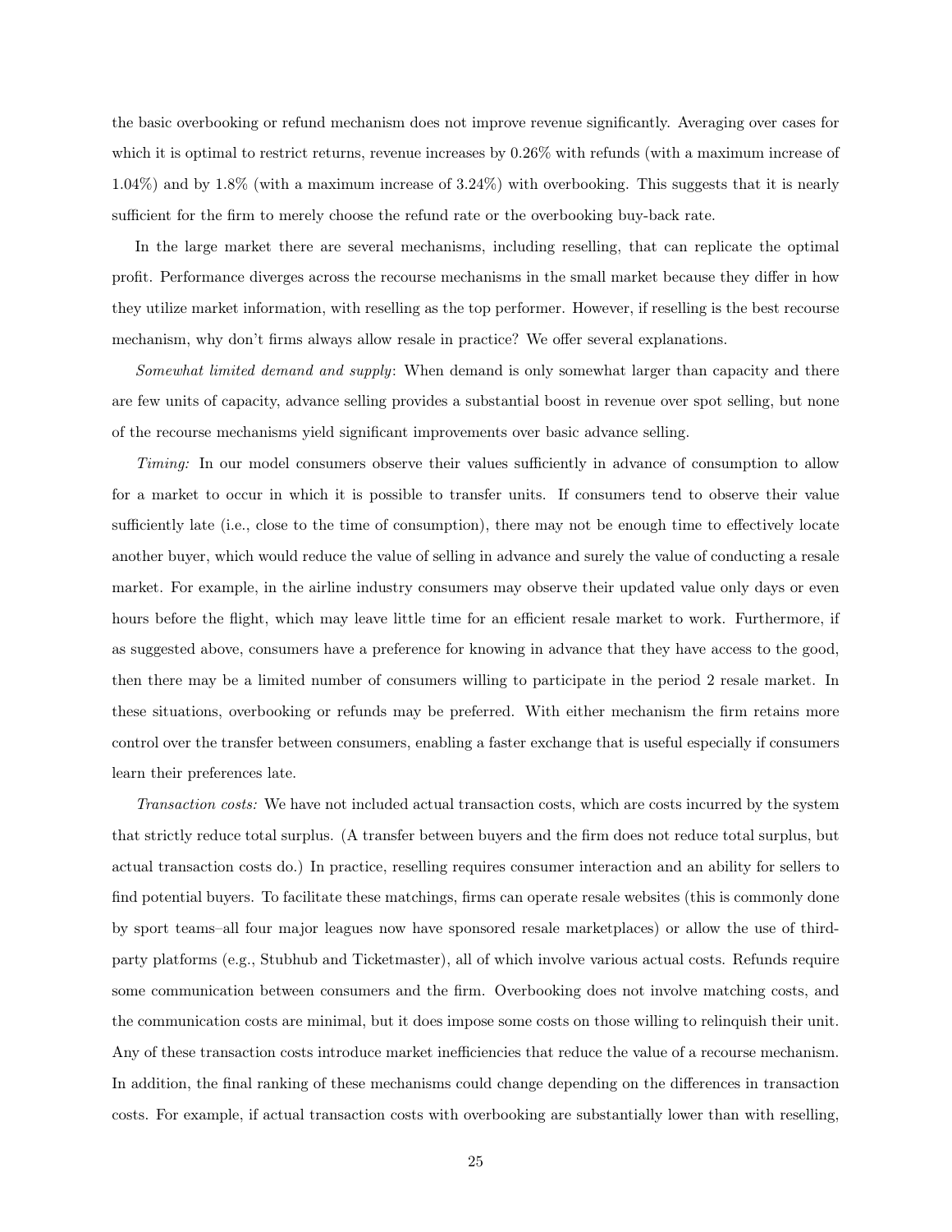the basic overbooking or refund mechanism does not improve revenue significantly. Averaging over cases for which it is optimal to restrict returns, revenue increases by 0.26% with refunds (with a maximum increase of 1.04%) and by 1.8% (with a maximum increase of 3.24%) with overbooking. This suggests that it is nearly sufficient for the firm to merely choose the refund rate or the overbooking buy-back rate.

In the large market there are several mechanisms, including reselling, that can replicate the optimal profit. Performance diverges across the recourse mechanisms in the small market because they differ in how they utilize market information, with reselling as the top performer. However, if reselling is the best recourse mechanism, why don't firms always allow resale in practice? We offer several explanations.

*Somewhat limited demand and supply*: When demand is only somewhat larger than capacity and there are few units of capacity, advance selling provides a substantial boost in revenue over spot selling, but none of the recourse mechanisms yield significant improvements over basic advance selling.

*Timing:* In our model consumers observe their values sufficiently in advance of consumption to allow for a market to occur in which it is possible to transfer units. If consumers tend to observe their value sufficiently late (i.e., close to the time of consumption), there may not be enough time to effectively locate another buyer, which would reduce the value of selling in advance and surely the value of conducting a resale market. For example, in the airline industry consumers may observe their updated value only days or even hours before the flight, which may leave little time for an efficient resale market to work. Furthermore, if as suggested above, consumers have a preference for knowing in advance that they have access to the good, then there may be a limited number of consumers willing to participate in the period 2 resale market. In these situations, overbooking or refunds may be preferred. With either mechanism the firm retains more control over the transfer between consumers, enabling a faster exchange that is useful especially if consumers learn their preferences late.

*Transaction costs:* We have not included actual transaction costs, which are costs incurred by the system that strictly reduce total surplus. (A transfer between buyers and the firm does not reduce total surplus, but actual transaction costs do.) In practice, reselling requires consumer interaction and an ability for sellers to find potential buyers. To facilitate these matchings, firms can operate resale websites (this is commonly done by sport teams–all four major leagues now have sponsored resale marketplaces) or allow the use of third-party platforms (e.g., Stubhub and Ticketmaster), all of which involve various actual costs. Refunds require some communication between consumers and the firm. Overbooking does not involve matching costs, and the communication costs are minimal, but it does impose some costs on those willing to relinquish their unit. Any of these transaction costs introduce market inefficiencies that reduce the value of a recourse mechanism. In addition, the final ranking of these mechanisms could change depending on the differences in transaction costs. For example, if actual transaction costs with overbooking are substantially lower than with reselling,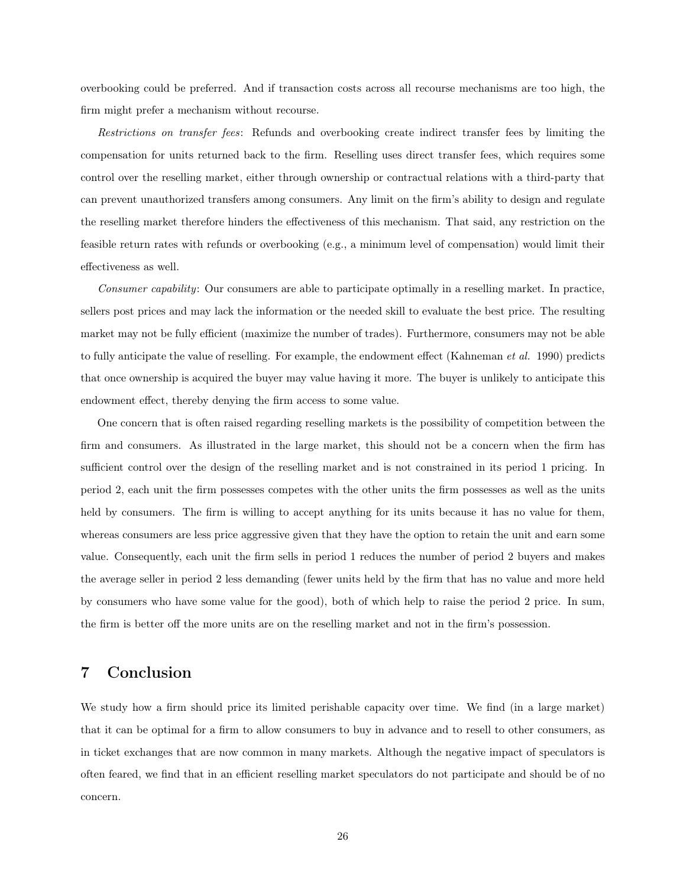overbooking could be preferred. And if transaction costs across all recourse mechanisms are too high, the firm might prefer a mechanism without recourse.

*Restrictions on transfer fees*: Refunds and overbooking create indirect transfer fees by limiting the compensation for units returned back to the firm. Reselling uses direct transfer fees, which requires some control over the reselling market, either through ownership or contractual relations with a third-party that can prevent unauthorized transfers among consumers. Any limit on the firm's ability to design and regulate the reselling market therefore hinders the effectiveness of this mechanism. That said, any restriction on the feasible return rates with refunds or overbooking (e.g., a minimum level of compensation) would limit their effectiveness as well.

*Consumer capability*: Our consumers are able to participate optimally in a reselling market. In practice, sellers post prices and may lack the information or the needed skill to evaluate the best price. The resulting market may not be fully efficient (maximize the number of trades). Furthermore, consumers may not be able to fully anticipate the value of reselling. For example, the endowment effect (Kahneman *et al.* 1990) predicts that once ownership is acquired the buyer may value having it more. The buyer is unlikely to anticipate this endowment effect, thereby denying the firm access to some value.

One concern that is often raised regarding reselling markets is the possibility of competition between the firm and consumers. As illustrated in the large market, this should not be a concern when the firm has sufficient control over the design of the reselling market and is not constrained in its period 1 pricing. In period 2, each unit the firm possesses competes with the other units the firm possesses as well as the units held by consumers. The firm is willing to accept anything for its units because it has no value for them, whereas consumers are less price aggressive given that they have the option to retain the unit and earn some value. Consequently, each unit the firm sells in period 1 reduces the number of period 2 buyers and makes the average seller in period 2 less demanding (fewer units held by the firm that has no value and more held by consumers who have some value for the good), both of which help to raise the period 2 price. In sum, the firm is better off the more units are on the reselling market and not in the firm's possession.

## 7 Conclusion

We study how a firm should price its limited perishable capacity over time. We find (in a large market) that it can be optimal for a firm to allow consumers to buy in advance and to resell to other consumers, as in ticket exchanges that are now common in many markets. Although the negative impact of speculators is often feared, we find that in an efficient reselling market speculators do not participate and should be of no concern.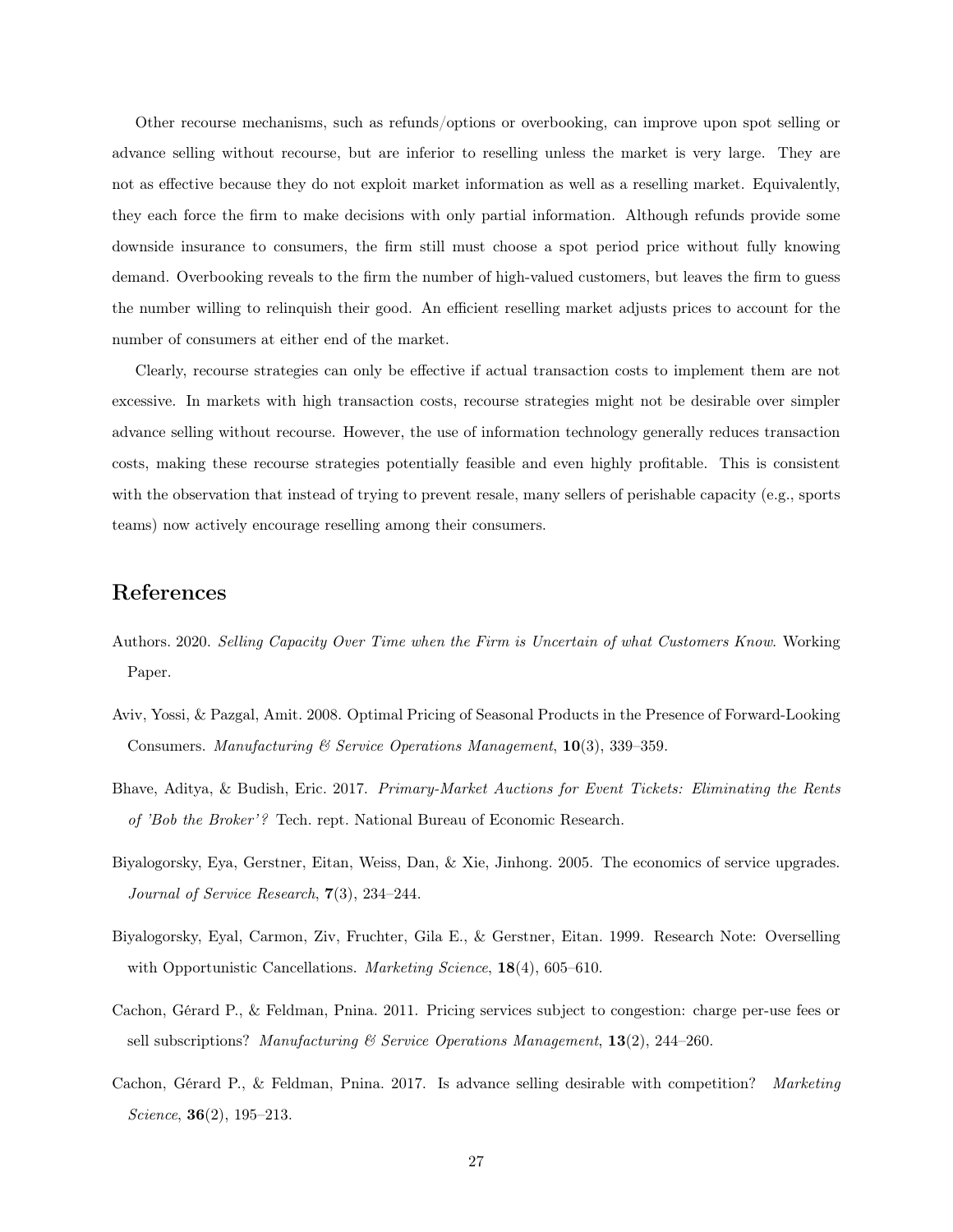Other recourse mechanisms, such as refunds/options or overbooking, can improve upon spot selling or advance selling without recourse, but are inferior to reselling unless the market is very large. They are not as effective because they do not exploit market information as well as a reselling market. Equivalently, they each force the firm to make decisions with only partial information. Although refunds provide some downside insurance to consumers, the firm still must choose a spot period price without fully knowing demand. Overbooking reveals to the firm the number of high-valued customers, but leaves the firm to guess the number willing to relinquish their good. An efficient reselling market adjusts prices to account for the number of consumers at either end of the market.

Clearly, recourse strategies can only be effective if actual transaction costs to implement them are not excessive. In markets with high transaction costs, recourse strategies might not be desirable over simpler advance selling without recourse. However, the use of information technology generally reduces transaction costs, making these recourse strategies potentially feasible and even highly profitable. This is consistent with the observation that instead of trying to prevent resale, many sellers of perishable capacity (e.g., sports teams) now actively encourage reselling among their consumers.

## References

Authors. 2020. *Selling Capacity Over Time when the Firm is Uncertain of what Customers Know*. Working Paper.

Aviv, Yossi, & Pazgal, Amit. 2008. Optimal Pricing of Seasonal Products in the Presence of Forward-Looking Consumers. *Manufacturing & Service Operations Management*, **10**(3), 339–359.

Bhave, Aditya, & Budish, Eric. 2017. *Primary-Market Auctions for Event Tickets: Eliminating the Rents of 'Bob the Broker'?* Tech. rept. National Bureau of Economic Research.

Biyalogorsky, Eya, Gerstner, Eitan, Weiss, Dan, & Xie, Jinhong. 2005. The economics of service upgrades. *Journal of Service Research*, **7**(3), 234–244.

Biyalogorsky, Eyal, Carmon, Ziv, Fruchter, Gila E., & Gerstner, Eitan. 1999. Research Note: Overselling with Opportunistic Cancellations. *Marketing Science*, **18**(4), 605–610.

Cachon, Gérard P., & Feldman, Pnina. 2011. Pricing services subject to congestion: charge per-use fees or sell subscriptions? *Manufacturing & Service Operations Management*, **13**(2), 244–260.

Cachon, Gérard P., & Feldman, Pnina. 2017. Is advance selling desirable with competition? *Marketing Science*, **36**(2), 195–213.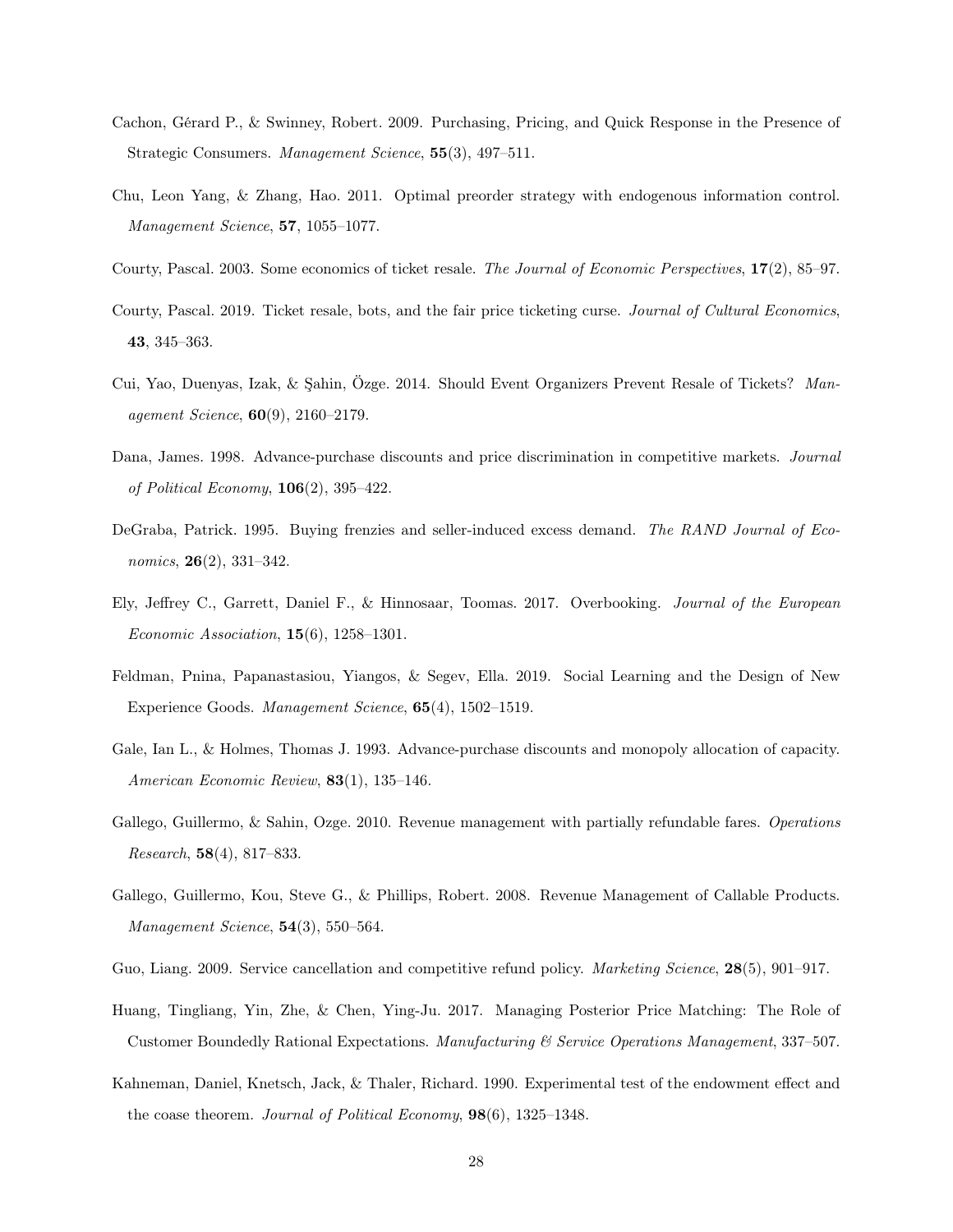Cachon, Gérard P., & Swinney, Robert. 2009. Purchasing, Pricing, and Quick Response in the Presence of Strategic Consumers. *Management Science*, **55**(3), 497–511.

Chu, Leon Yang, & Zhang, Hao. 2011. Optimal preorder strategy with endogenous information control. *Management Science*, **57**, 1055–1077.

Courty, Pascal. 2003. Some economics of ticket resale. *The Journal of Economic Perspectives*, **17**(2), 85–97.

Courty, Pascal. 2019. Ticket resale, bots, and the fair price ticketing curse. *Journal of Cultural Economics*, **43**, 345–363.

Cui, Yao, Duenyas, Izak, & Şahin, Özge. 2014. Should Event Organizers Prevent Resale of Tickets? *Management Science*, **60**(9), 2160–2179.

Dana, James. 1998. Advance-purchase discounts and price discrimination in competitive markets. *Journal of Political Economy*, **106**(2), 395–422.

DeGraba, Patrick. 1995. Buying frenzies and seller-induced excess demand. *The RAND Journal of Economics*, **26**(2), 331–342.

Ely, Jeffrey C., Garrett, Daniel F., & Hinnosaar, Toomas. 2017. Overbooking. *Journal of the European Economic Association*, **15**(6), 1258–1301.

Feldman, Pnina, Papanastasiou, Yiangos, & Segev, Ella. 2019. Social Learning and the Design of New Experience Goods. *Management Science*, **65**(4), 1502–1519.

Gale, Ian L., & Holmes, Thomas J. 1993. Advance-purchase discounts and monopoly allocation of capacity. *American Economic Review*, **83**(1), 135–146.

Gallego, Guillermo, & Sahin, Ozge. 2010. Revenue management with partially refundable fares. *Operations Research*, **58**(4), 817–833.

Gallego, Guillermo, Kou, Steve G., & Phillips, Robert. 2008. Revenue Management of Callable Products. *Management Science*, **54**(3), 550–564.

Guo, Liang. 2009. Service cancellation and competitive refund policy. *Marketing Science*, **28**(5), 901–917.

Huang, Tingliang, Yin, Zhe, & Chen, Ying-Ju. 2017. Managing Posterior Price Matching: The Role of Customer Boundedly Rational Expectations. *Manufacturing & Service Operations Management*, 337–507.

Kahneman, Daniel, Knetsch, Jack, & Thaler, Richard. 1990. Experimental test of the endowment effect and the coase theorem. *Journal of Political Economy*, **98**(6), 1325–1348.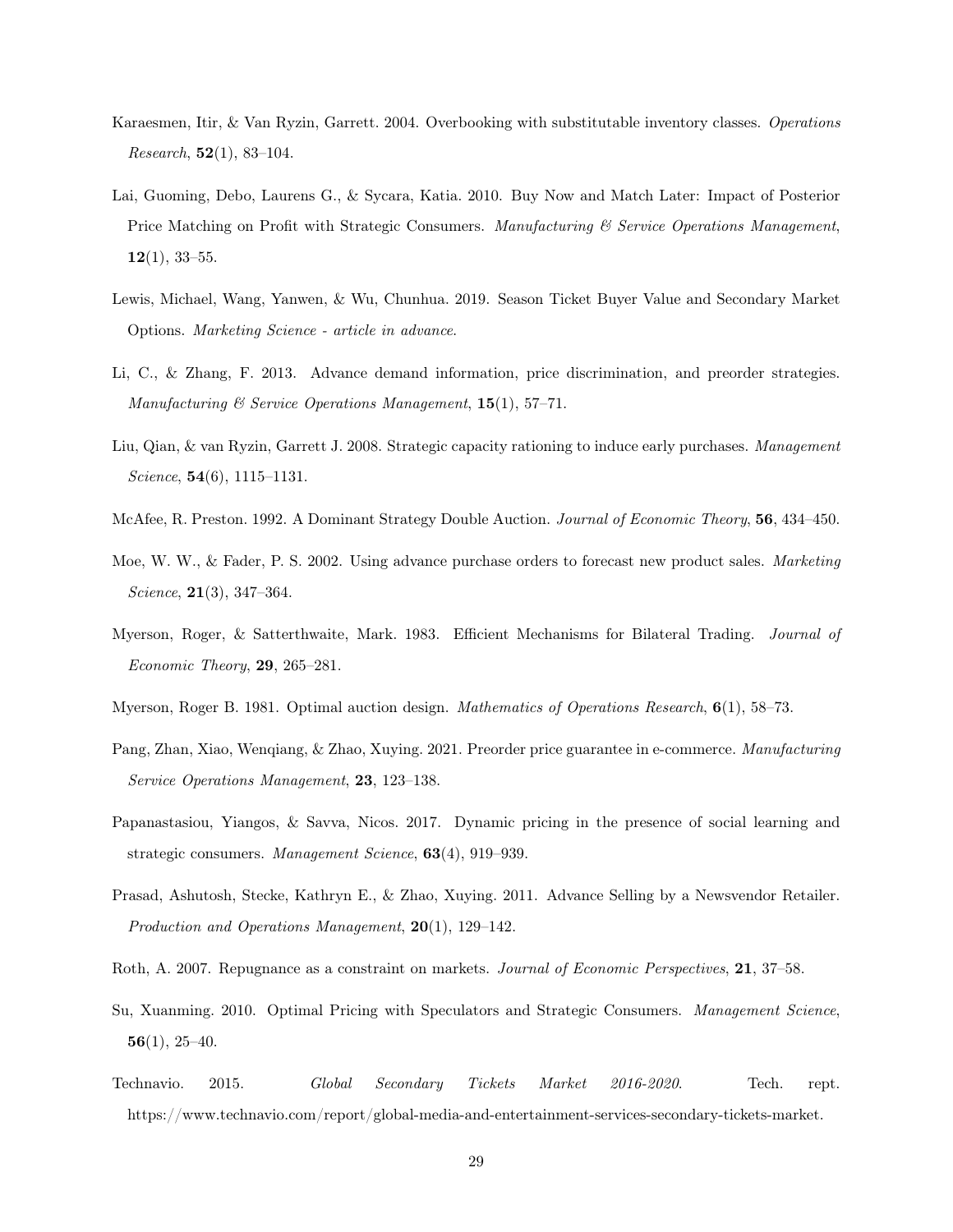Karaesmen, Itir, & Van Ryzin, Garrett. 2004. Overbooking with substitutable inventory classes. *Operations Research*, **52**(1), 83–104.

Lai, Guoming, Debo, Laurens G., & Sycara, Katia. 2010. Buy Now and Match Later: Impact of Posterior Price Matching on Profit with Strategic Consumers. *Manufacturing & Service Operations Management*, **12**(1), 33–55.

Lewis, Michael, Wang, Yanwen, & Wu, Chunhua. 2019. Season Ticket Buyer Value and Secondary Market Options. *Marketing Science - article in advance*.

Li, C., & Zhang, F. 2013. Advance demand information, price discrimination, and preorder strategies. *Manufacturing & Service Operations Management*, **15**(1), 57–71.

Liu, Qian, & van Ryzin, Garrett J. 2008. Strategic capacity rationing to induce early purchases. *Management Science*, **54**(6), 1115–1131.

McAfee, R. Preston. 1992. A Dominant Strategy Double Auction. *Journal of Economic Theory*, **56**, 434–450.

Moe, W. W., & Fader, P. S. 2002. Using advance purchase orders to forecast new product sales. *Marketing Science*, **21**(3), 347–364.

Myerson, Roger, & Satterthwaite, Mark. 1983. Efficient Mechanisms for Bilateral Trading. *Journal of Economic Theory*, **29**, 265–281.

Myerson, Roger B. 1981. Optimal auction design. *Mathematics of Operations Research*, **6**(1), 58–73.

Pang, Zhan, Xiao, Wenqiang, & Zhao, Xuying. 2021. Preorder price guarantee in e-commerce. *Manufacturing Service Operations Management*, **23**, 123–138.

Papanastasiou, Yiangos, & Savva, Nicos. 2017. Dynamic pricing in the presence of social learning and strategic consumers. *Management Science*, **63**(4), 919–939.

Prasad, Ashutosh, Stecke, Kathryn E., & Zhao, Xuying. 2011. Advance Selling by a Newsvendor Retailer. *Production and Operations Management*, **20**(1), 129–142.

Roth, A. 2007. Repugnance as a constraint on markets. *Journal of Economic Perspectives*, **21**, 37–58.

Su, Xuanming. 2010. Optimal Pricing with Speculators and Strategic Consumers. *Management Science*, **56**(1), 25–40.

Technavio. 2015. *Global Secondary Tickets Market 2016-2020*. Tech. rept. https://www.technavio.com/report/global-media-and-entertainment-services-secondary-tickets-market.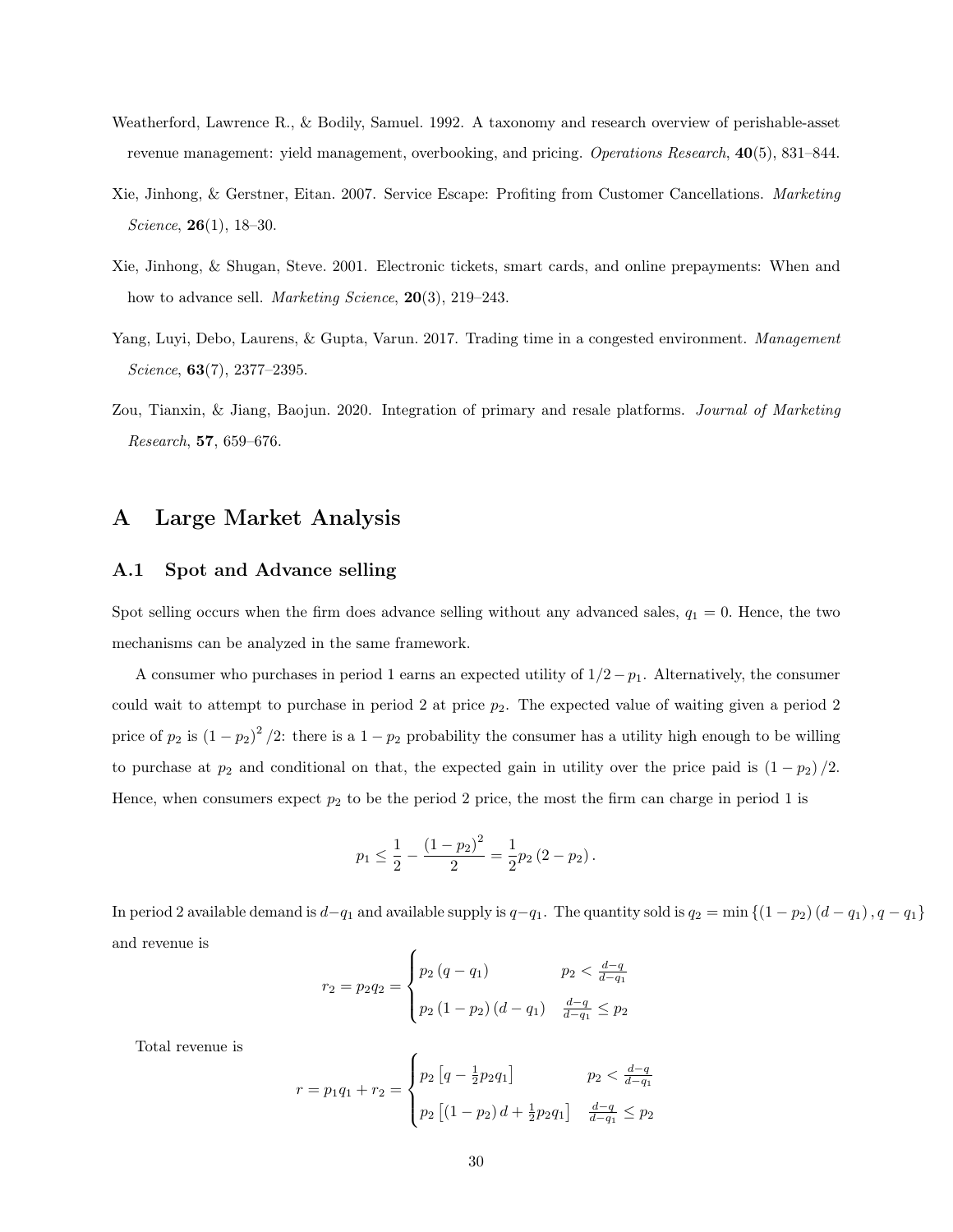Weatherford, Lawrence R., & Bodily, Samuel. 1992. A taxonomy and research overview of perishable-asset revenue management: yield management, overbooking, and pricing. *Operations Research*, **40**(5), 831–844.

Xie, Jinhong, & Gerstner, Eitan. 2007. Service Escape: Profiting from Customer Cancellations. *Marketing Science*, **26**(1), 18–30.

Xie, Jinhong, & Shugan, Steve. 2001. Electronic tickets, smart cards, and online prepayments: When and how to advance sell. *Marketing Science*, **20**(3), 219–243.

Yang, Luyi, Debo, Laurens, & Gupta, Varun. 2017. Trading time in a congested environment. *Management Science*, **63**(7), 2377–2395.

Zou, Tianxin, & Jiang, Baojun. 2020. Integration of primary and resale platforms. *Journal of Marketing Research*, **57**, 659–676.

# A Large Market Analysis

## A.1 Spot and Advance selling

Spot selling occurs when the firm does advance selling without any advanced sales, $q_1 = 0$. Hence, the two mechanisms can be analyzed in the same framework.

A consumer who purchases in period 1 earns an expected utility of $1/2 - p_1$. Alternatively, the consumer could wait to attempt to purchase in period 2 at price $p_2$. The expected value of waiting given a period 2 price of $p_2$ is $(1-p_2)^2/2$: there is a $1-p_2$ probability the consumer has a utility high enough to be willing to purchase at $p_2$ and conditional on that, the expected gain in utility over the price paid is $(1-p_2)/2$. Hence, when consumers expect $p_2$ to be the period 2 price, the most the firm can charge in period 1 is

$$p_1 \leq \frac{1}{2} - \frac{(1-p_2)^2}{2} = \frac{1}{2}p_2(2-p_2).$$

In period 2 available demand is $d-q_1$ and available supply is $q-q_1$. The quantity sold is $q_2 = \min\{(1-p_2)(d-q_1), q-q_1\}$ and revenue is

$$r_2 = p_2 q_2 = \begin{cases} p_2(q-q_1) & p_2 < \frac{d-q}{d-q_1} \\ p_2(1-p_2)(d-q_1) & \frac{d-q}{d-q_1} \leq p_2 \end{cases}$$

Total revenue is

$$r = p_1 q_1 + r_2 = \begin{cases} p_2\left[q - \frac{1}{2}p_2 q_1\right] & p_2 < \frac{d-q}{d-q_1} \\ p_2\left[(1-p_2)d + \frac{1}{2}p_2 q_1\right] & \frac{d-q}{d-q_1} \leq p_2 \end{cases}$$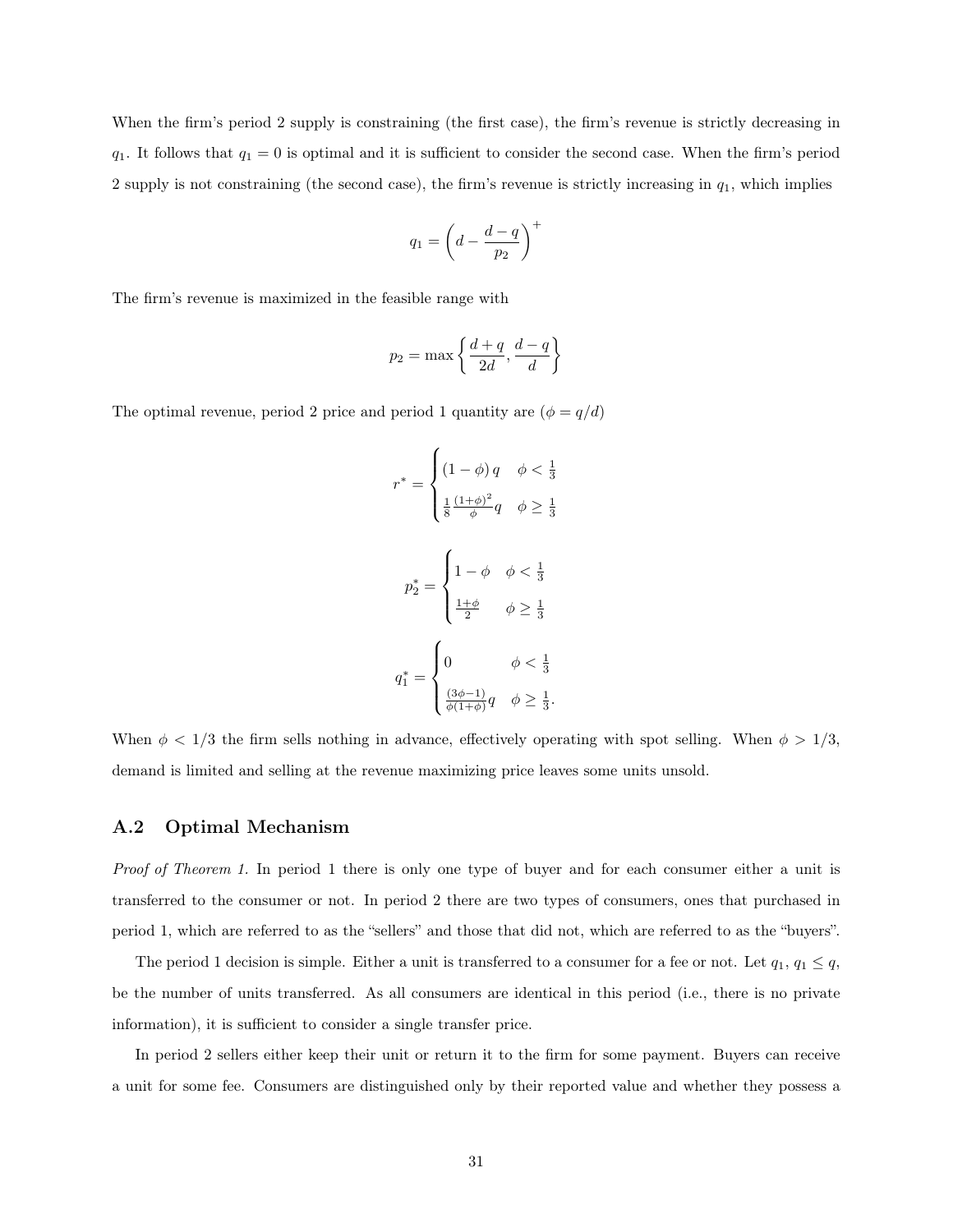When the firm's period 2 supply is constraining (the first case), the firm's revenue is strictly decreasing in $q_1$. It follows that $q_1 = 0$ is optimal and it is sufficient to consider the second case. When the firm's period 2 supply is not constraining (the second case), the firm's revenue is strictly increasing in $q_1$, which implies

$$q_1 = \left(d - \frac{d-q}{p_2}\right)^+$$

The firm's revenue is maximized in the feasible range with

$$p_2 = \max\left\{\frac{d+q}{2d}, \frac{d-q}{d}\right\}$$

The optimal revenue, period 2 price and period 1 quantity are ($\phi = q/d$)

$$r^* = \begin{cases} (1-\phi)\,q & \phi < \frac{1}{3} \\ \frac{1}{8}\frac{(1+\phi)^2}{\phi}q & \phi \geq \frac{1}{3} \end{cases}$$

$$p_2^* = \begin{cases} 1-\phi & \phi < \frac{1}{3} \\ \frac{1+\phi}{2} & \phi \geq \frac{1}{3} \end{cases}$$

$$q_1^* = \begin{cases} 0 & \phi < \frac{1}{3} \\ \frac{(3\phi-1)}{\phi(1+\phi)}q & \phi \geq \frac{1}{3}. \end{cases}$$

When $\phi < 1/3$ the firm sells nothing in advance, effectively operating with spot selling. When $\phi > 1/3$, demand is limited and selling at the revenue maximizing price leaves some units unsold.

## A.2 Optimal Mechanism

*Proof of Theorem 1.* In period 1 there is only one type of buyer and for each consumer either a unit is transferred to the consumer or not. In period 2 there are two types of consumers, ones that purchased in period 1, which are referred to as the "sellers" and those that did not, which are referred to as the "buyers".

The period 1 decision is simple. Either a unit is transferred to a consumer for a fee or not. Let $q_1$, $q_1 \leq q$, be the number of units transferred. As all consumers are identical in this period (i.e., there is no private information), it is sufficient to consider a single transfer price.

In period 2 sellers either keep their unit or return it to the firm for some payment. Buyers can receive a unit for some fee. Consumers are distinguished only by their reported value and whether they possess a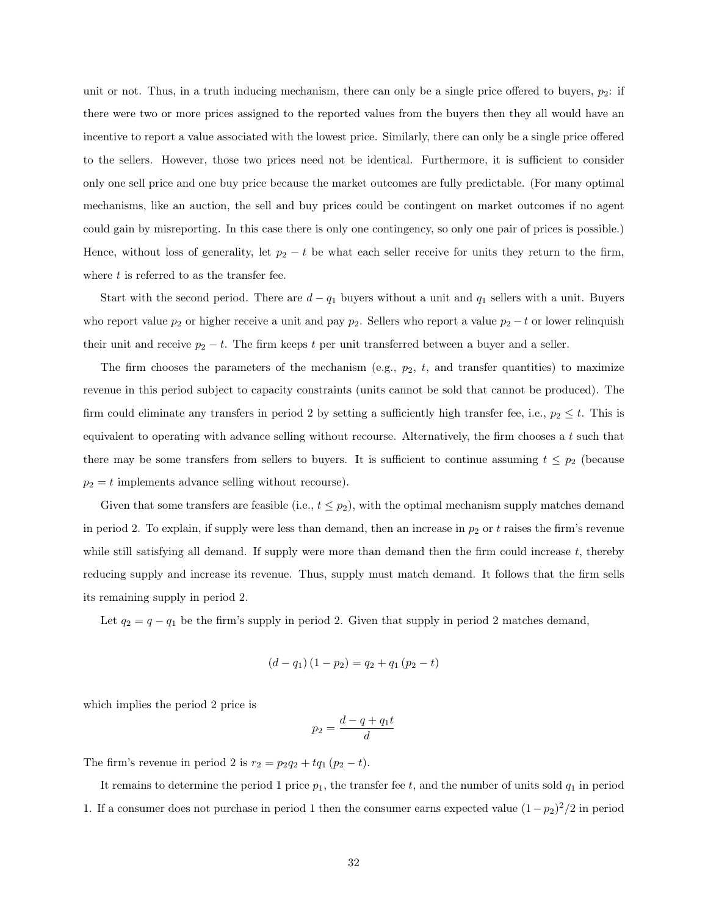unit or not. Thus, in a truth inducing mechanism, there can only be a single price offered to buyers, $p_2$: if there were two or more prices assigned to the reported values from the buyers then they all would have an incentive to report a value associated with the lowest price. Similarly, there can only be a single price offered to the sellers. However, those two prices need not be identical. Furthermore, it is sufficient to consider only one sell price and one buy price because the market outcomes are fully predictable. (For many optimal mechanisms, like an auction, the sell and buy prices could be contingent on market outcomes if no agent could gain by misreporting. In this case there is only one contingency, so only one pair of prices is possible.) Hence, without loss of generality, let $p_2 - t$ be what each seller receive for units they return to the firm, where $t$ is referred to as the transfer fee.

Start with the second period. There are $d - q_1$ buyers without a unit and $q_1$ sellers with a unit. Buyers who report value $p_2$ or higher receive a unit and pay $p_2$. Sellers who report a value $p_2 - t$ or lower relinquish their unit and receive $p_2 - t$. The firm keeps $t$ per unit transferred between a buyer and a seller.

The firm chooses the parameters of the mechanism (e.g., $p_2$, $t$, and transfer quantities) to maximize revenue in this period subject to capacity constraints (units cannot be sold that cannot be produced). The firm could eliminate any transfers in period 2 by setting a sufficiently high transfer fee, i.e., $p_2 \leq t$. This is equivalent to operating with advance selling without recourse. Alternatively, the firm chooses a $t$ such that there may be some transfers from sellers to buyers. It is sufficient to continue assuming $t \leq p_2$ (because $p_2 = t$ implements advance selling without recourse).

Given that some transfers are feasible (i.e., $t \leq p_2$), with the optimal mechanism supply matches demand in period 2. To explain, if supply were less than demand, then an increase in $p_2$ or $t$ raises the firm's revenue while still satisfying all demand. If supply were more than demand then the firm could increase $t$, thereby reducing supply and increase its revenue. Thus, supply must match demand. It follows that the firm sells its remaining supply in period 2.

Let $q_2 = q - q_1$ be the firm's supply in period 2. Given that supply in period 2 matches demand,

$$(d - q_1)(1 - p_2) = q_2 + q_1 (p_2 - t)$$

which implies the period 2 price is

$$p_2 = \frac{d - q + q_1 t}{d}$$

The firm's revenue in period 2 is $r_2 = p_2 q_2 + t q_1 (p_2 - t)$.

It remains to determine the period 1 price $p_1$, the transfer fee $t$, and the number of units sold $q_1$ in period 1. If a consumer does not purchase in period 1 then the consumer earns expected value $(1 - p_2)^2/2$ in period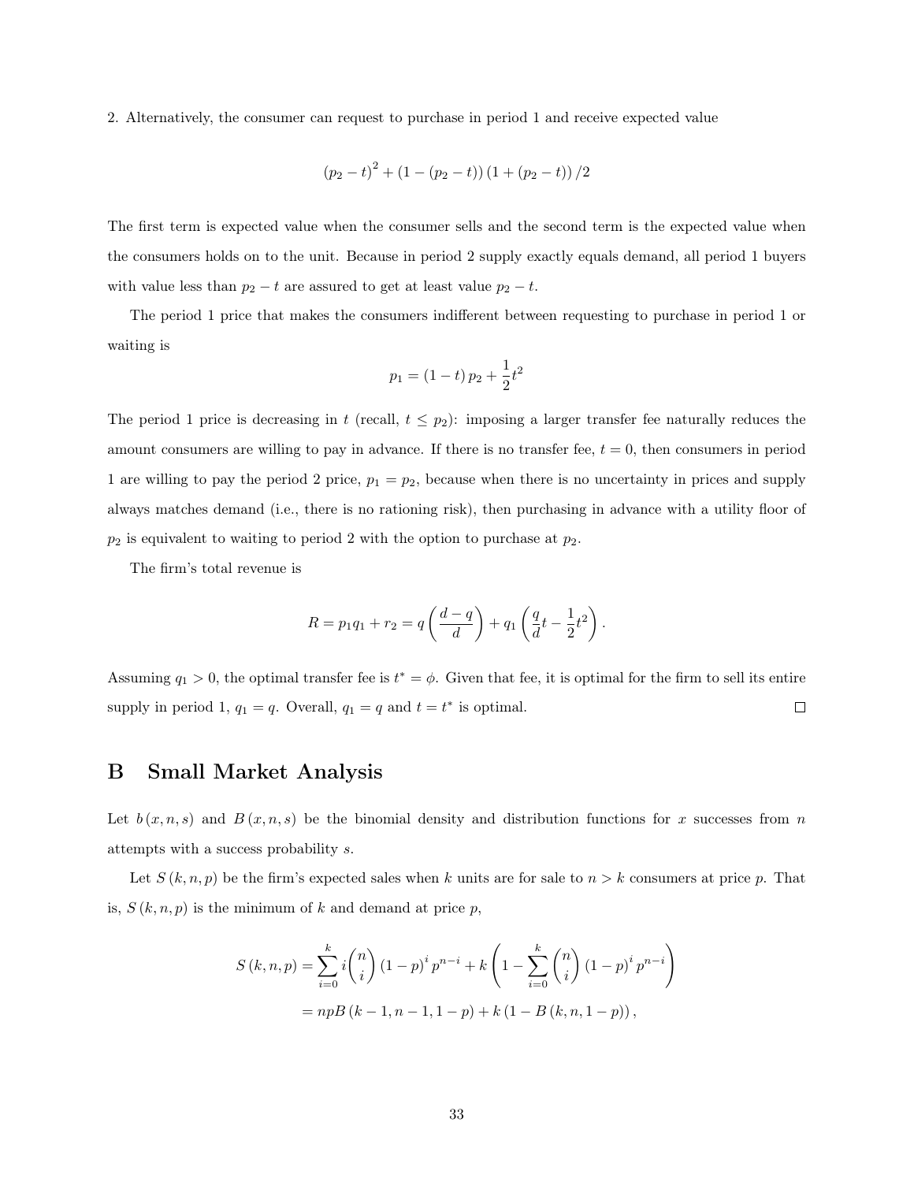2. Alternatively, the consumer can request to purchase in period 1 and receive expected value

$$(p_2 - t)^2 + (1 - (p_2 - t))(1 + (p_2 - t))/2$$

The first term is expected value when the consumer sells and the second term is the expected value when the consumers holds on to the unit. Because in period 2 supply exactly equals demand, all period 1 buyers with value less than $p_2 - t$ are assured to get at least value $p_2 - t$.

The period 1 price that makes the consumers indifferent between requesting to purchase in period 1 or waiting is

$$p_1 = (1 - t)p_2 + \frac{1}{2}t^2$$

The period 1 price is decreasing in $t$ (recall, $t \leq p_2$): imposing a larger transfer fee naturally reduces the amount consumers are willing to pay in advance. If there is no transfer fee, $t = 0$, then consumers in period 1 are willing to pay the period 2 price, $p_1 = p_2$, because when there is no uncertainty in prices and supply always matches demand (i.e., there is no rationing risk), then purchasing in advance with a utility floor of $p_2$ is equivalent to waiting to period 2 with the option to purchase at $p_2$.

The firm's total revenue is

$$R = p_1 q_1 + r_2 = q\left(\frac{d - q}{d}\right) + q_1\left(\frac{q}{d}t - \frac{1}{2}t^2\right).$$

Assuming $q_1 > 0$, the optimal transfer fee is $t^* = \phi$. Given that fee, it is optimal for the firm to sell its entire supply in period 1, $q_1 = q$. Overall, $q_1 = q$ and $t = t^*$ is optimal. □

# B Small Market Analysis

Let $b(x, n, s)$ and $B(x, n, s)$ be the binomial density and distribution functions for $x$ successes from $n$ attempts with a success probability $s$.

Let $S(k, n, p)$ be the firm's expected sales when $k$ units are for sale to $n > k$ consumers at price $p$. That is, $S(k, n, p)$ is the minimum of $k$ and demand at price $p$,

$$\begin{aligned}
S(k, n, p) &= \sum_{i=0}^{k} i\binom{n}{i}(1 - p)^i p^{n-i} + k\left(1 - \sum_{i=0}^{k}\binom{n}{i}(1 - p)^i p^{n-i}\right) \\
&= npB(k - 1, n - 1, 1 - p) + k(1 - B(k, n, 1 - p)),
\end{aligned}$$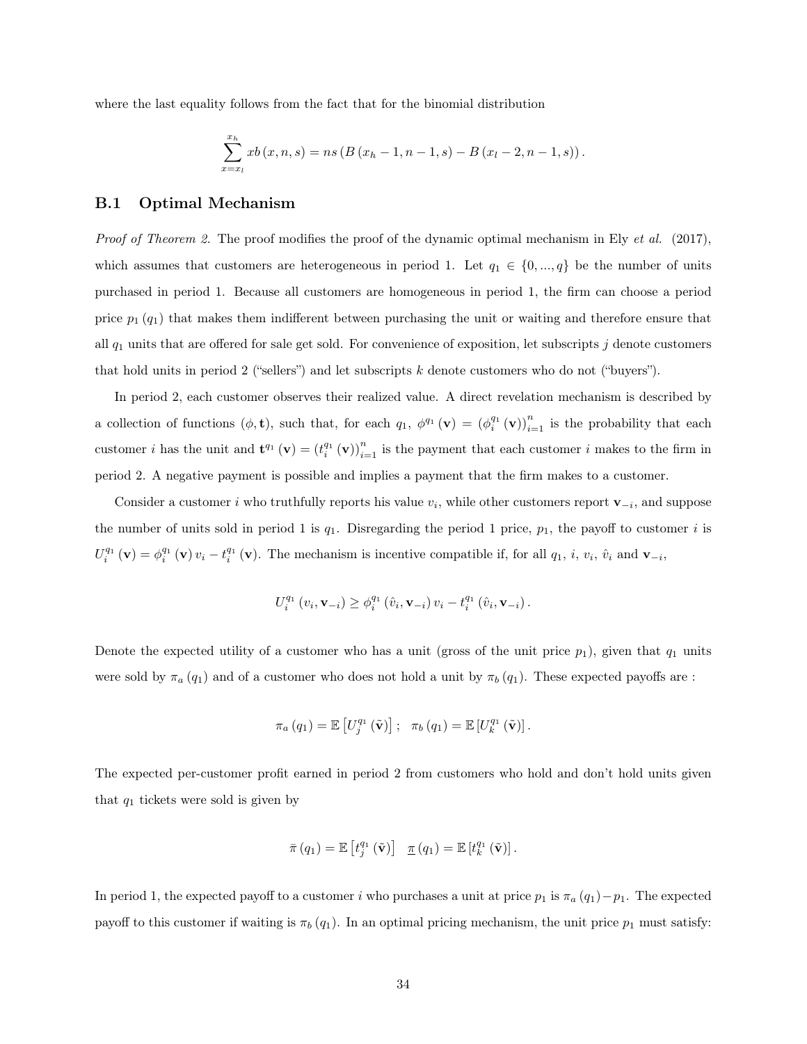where the last equality follows from the fact that for the binomial distribution

$$\sum_{x=x_l}^{x_h} xb(x,n,s) = ns\left(B(x_h-1,n-1,s) - B(x_l-2,n-1,s)\right).$$

## B.1 Optimal Mechanism

*Proof of Theorem 2.* The proof modifies the proof of the dynamic optimal mechanism in Ely *et al.* (2017), which assumes that customers are heterogeneous in period 1. Let $q_1 \in \{0,...,q\}$ be the number of units purchased in period 1. Because all customers are homogeneous in period 1, the firm can choose a period price $p_1(q_1)$ that makes them indifferent between purchasing the unit or waiting and therefore ensure that all $q_1$ units that are offered for sale get sold. For convenience of exposition, let subscripts $j$ denote customers that hold units in period 2 ("sellers") and let subscripts $k$ denote customers who do not ("buyers").

In period 2, each customer observes their realized value. A direct revelation mechanism is described by a collection of functions $(\phi, \mathbf{t})$, such that, for each $q_1$, $\phi^{q_1}(\mathbf{v}) = (\phi_i^{q_1}(\mathbf{v}))_{i=1}^n$ is the probability that each customer $i$ has the unit and $\mathbf{t}^{q_1}(\mathbf{v}) = (t_i^{q_1}(\mathbf{v}))_{i=1}^n$ is the payment that each customer $i$ makes to the firm in period 2. A negative payment is possible and implies a payment that the firm makes to a customer.

Consider a customer $i$ who truthfully reports his value $v_i$, while other customers report $\mathbf{v}_{-i}$, and suppose the number of units sold in period 1 is $q_1$. Disregarding the period 1 price, $p_1$, the payoff to customer $i$ is $U_i^{q_1}(\mathbf{v}) = \phi_i^{q_1}(\mathbf{v})v_i - t_i^{q_1}(\mathbf{v})$. The mechanism is incentive compatible if, for all $q_1$, $i$, $v_i$, $\hat{v}_i$ and $\mathbf{v}_{-i}$,

$$U_i^{q_1}(v_i, \mathbf{v}_{-i}) \geq \phi_i^{q_1}(\hat{v}_i, \mathbf{v}_{-i})v_i - t_i^{q_1}(\hat{v}_i, \mathbf{v}_{-i}).$$

Denote the expected utility of a customer who has a unit (gross of the unit price $p_1$), given that $q_1$ units were sold by $\pi_a(q_1)$ and of a customer who does not hold a unit by $\pi_b(q_1)$. These expected payoffs are :

$$\pi_a(q_1) = \mathbb{E}\left[U_j^{q_1}(\tilde{\mathbf{v}})\right]; \quad \pi_b(q_1) = \mathbb{E}\left[U_k^{q_1}(\tilde{\mathbf{v}})\right].$$

The expected per-customer profit earned in period 2 from customers who hold and don't hold units given that $q_1$ tickets were sold is given by

$$\bar{\pi}(q_1) = \mathbb{E}\left[t_j^{q_1}(\tilde{\mathbf{v}})\right] \quad \underline{\pi}(q_1) = \mathbb{E}\left[t_k^{q_1}(\tilde{\mathbf{v}})\right].$$

In period 1, the expected payoff to a customer $i$ who purchases a unit at price $p_1$ is $\pi_a(q_1) - p_1$. The expected payoff to this customer if waiting is $\pi_b(q_1)$. In an optimal pricing mechanism, the unit price $p_1$ must satisfy: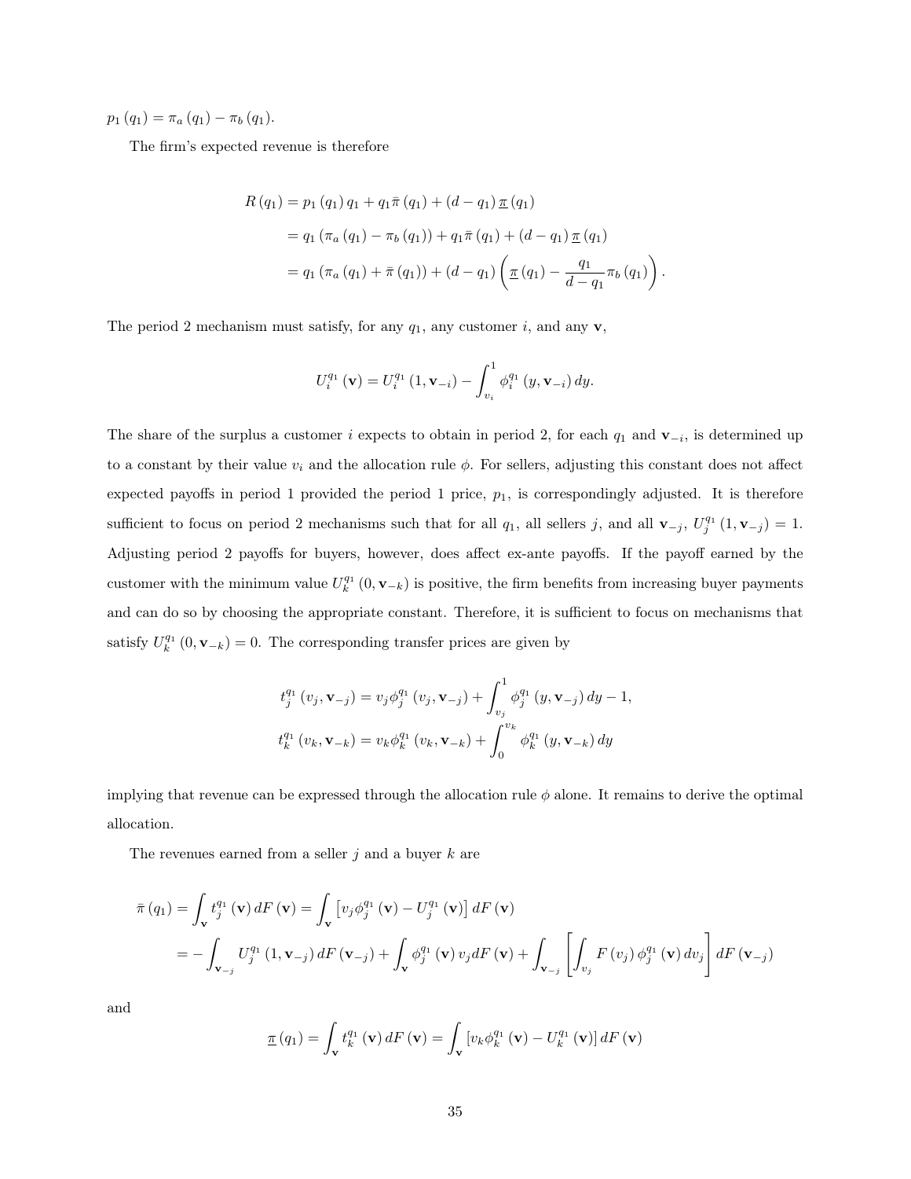$p_1(q_1) = \pi_a(q_1) - \pi_b(q_1)$.

The firm's expected revenue is therefore

$$
\begin{aligned}
R(q_1) &= p_1(q_1) q_1 + q_1 \bar{\pi}(q_1) + (d - q_1) \underline{\pi}(q_1) \\
&= q_1 (\pi_a(q_1) - \pi_b(q_1)) + q_1 \bar{\pi}(q_1) + (d - q_1) \underline{\pi}(q_1) \\
&= q_1 (\pi_a(q_1) + \bar{\pi}(q_1)) + (d - q_1) \left( \underline{\pi}(q_1) - \frac{q_1}{d - q_1} \pi_b(q_1) \right).
\end{aligned}
$$

The period 2 mechanism must satisfy, for any $q_1$, any customer $i$, and any $\mathbf{v}$,

$$
U_i^{q_1}(\mathbf{v}) = U_i^{q_1}(1, \mathbf{v}_{-i}) - \int_{v_i}^{1} \phi_i^{q_1}(y, \mathbf{v}_{-i})\, dy.
$$

The share of the surplus a customer $i$ expects to obtain in period 2, for each $q_1$ and $\mathbf{v}_{-i}$, is determined up to a constant by their value $v_i$ and the allocation rule $\phi$. For sellers, adjusting this constant does not affect expected payoffs in period 1 provided the period 1 price, $p_1$, is correspondingly adjusted. It is therefore sufficient to focus on period 2 mechanisms such that for all $q_1$, all sellers $j$, and all $\mathbf{v}_{-j}$, $U_j^{q_1}(1, \mathbf{v}_{-j}) = 1$. Adjusting period 2 payoffs for buyers, however, does affect ex-ante payoffs. If the payoff earned by the customer with the minimum value $U_k^{q_1}(0, \mathbf{v}_{-k})$ is positive, the firm benefits from increasing buyer payments and can do so by choosing the appropriate constant. Therefore, it is sufficient to focus on mechanisms that satisfy $U_k^{q_1}(0, \mathbf{v}_{-k}) = 0$. The corresponding transfer prices are given by

$$
\begin{aligned}
t_j^{q_1}(v_j, \mathbf{v}_{-j}) &= v_j \phi_j^{q_1}(v_j, \mathbf{v}_{-j}) + \int_{v_j}^{1} \phi_j^{q_1}(y, \mathbf{v}_{-j})\, dy - 1, \\
t_k^{q_1}(v_k, \mathbf{v}_{-k}) &= v_k \phi_k^{q_1}(v_k, \mathbf{v}_{-k}) + \int_{0}^{v_k} \phi_k^{q_1}(y, \mathbf{v}_{-k})\, dy
\end{aligned}
$$

implying that revenue can be expressed through the allocation rule $\phi$ alone. It remains to derive the optimal allocation.

The revenues earned from a seller $j$ and a buyer $k$ are

$$
\begin{aligned}
\bar{\pi}(q_1) &= \int_{\mathbf{v}} t_j^{q_1}(\mathbf{v})\, dF(\mathbf{v}) = \int_{\mathbf{v}} \left[ v_j \phi_j^{q_1}(\mathbf{v}) - U_j^{q_1}(\mathbf{v}) \right] dF(\mathbf{v}) \\
&= -\int_{\mathbf{v}_{-j}} U_j^{q_1}(1, \mathbf{v}_{-j})\, dF(\mathbf{v}_{-j}) + \int_{\mathbf{v}} \phi_j^{q_1}(\mathbf{v})\, v_j dF(\mathbf{v}) + \int_{\mathbf{v}_{-j}} \left[ \int_{v_j} F(v_j) \phi_j^{q_1}(\mathbf{v})\, dv_j \right] dF(\mathbf{v}_{-j})
\end{aligned}
$$

and

$$
\underline{\pi}(q_1) = \int_{\mathbf{v}} t_k^{q_1}(\mathbf{v})\, dF(\mathbf{v}) = \int_{\mathbf{v}} \left[ v_k \phi_k^{q_1}(\mathbf{v}) - U_k^{q_1}(\mathbf{v}) \right] dF(\mathbf{v})
$$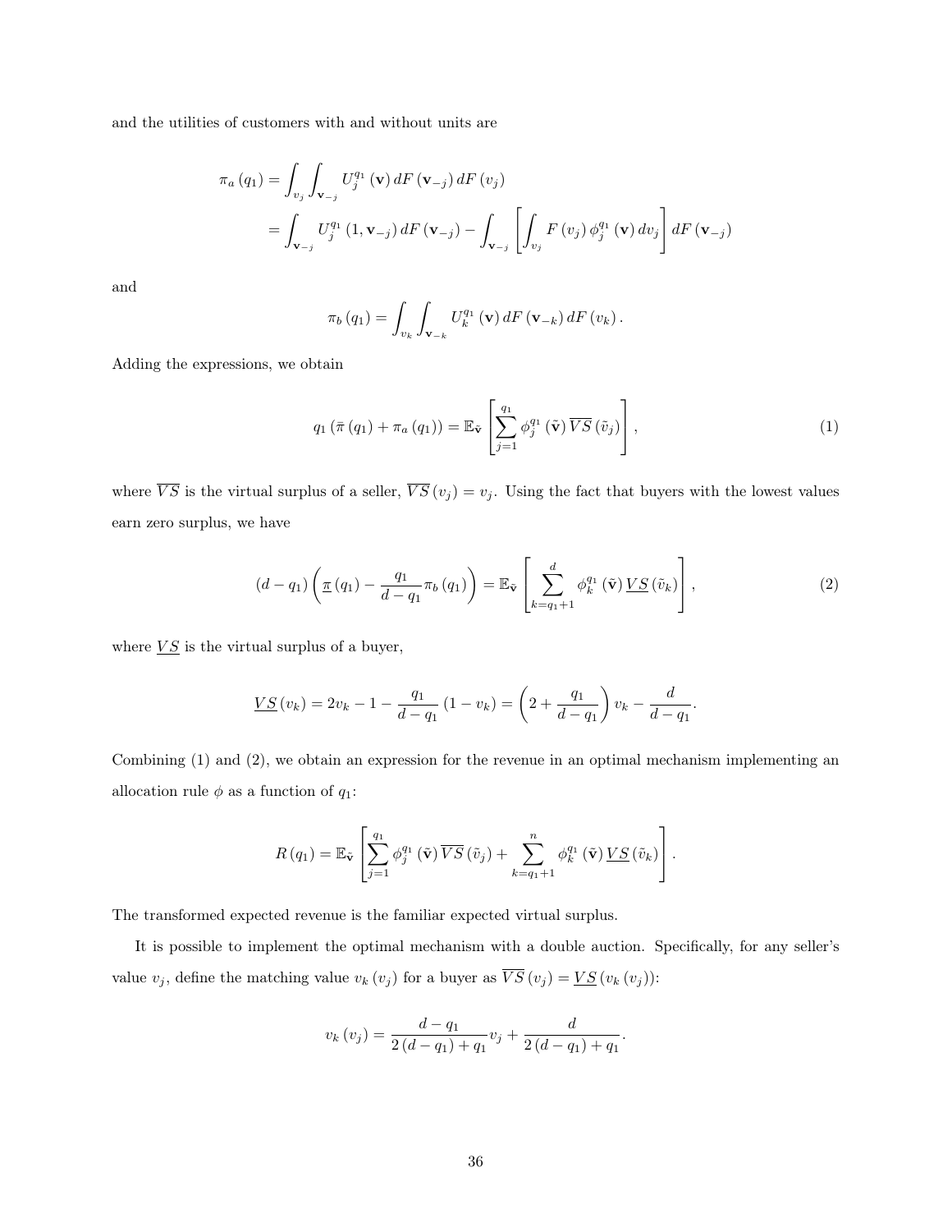and the utilities of customers with and without units are

$$\pi_a(q_1) = \int_{v_j}\int_{\mathbf{v}_{-j}} U_j^{q_1}(\mathbf{v})\, dF(\mathbf{v}_{-j})\, dF(v_j)$$
$$= \int_{\mathbf{v}_{-j}} U_j^{q_1}(1, \mathbf{v}_{-j})\, dF(\mathbf{v}_{-j}) - \int_{\mathbf{v}_{-j}}\left[\int_{v_j} F(v_j)\, \phi_j^{q_1}(\mathbf{v})\, dv_j\right] dF(\mathbf{v}_{-j})$$

and

$$\pi_b(q_1) = \int_{v_k}\int_{\mathbf{v}_{-k}} U_k^{q_1}(\mathbf{v})\, dF(\mathbf{v}_{-k})\, dF(v_k).$$

Adding the expressions, we obtain

$$q_1\left(\bar{\pi}(q_1) + \pi_a(q_1)\right) = \mathbb{E}_{\tilde{\mathbf{v}}}\left[\sum_{j=1}^{q_1} \phi_j^{q_1}(\tilde{\mathbf{v}})\, \overline{VS}(\tilde{v}_j)\right], \tag{1}$$

where $\overline{VS}$ is the virtual surplus of a seller, $\overline{VS}(v_j) = v_j$. Using the fact that buyers with the lowest values earn zero surplus, we have

$$(d - q_1)\left(\underline{\pi}(q_1) - \frac{q_1}{d - q_1}\pi_b(q_1)\right) = \mathbb{E}_{\tilde{\mathbf{v}}}\left[\sum_{k=q_1+1}^{d} \phi_k^{q_1}(\tilde{\mathbf{v}})\, \underline{VS}(\tilde{v}_k)\right], \tag{2}$$

where $\underline{VS}$ is the virtual surplus of a buyer,

$$\underline{VS}(v_k) = 2v_k - 1 - \frac{q_1}{d - q_1}(1 - v_k) = \left(2 + \frac{q_1}{d - q_1}\right)v_k - \frac{d}{d - q_1}.$$

Combining (1) and (2), we obtain an expression for the revenue in an optimal mechanism implementing an allocation rule $\phi$ as a function of $q_1$:

$$R(q_1) = \mathbb{E}_{\tilde{\mathbf{v}}}\left[\sum_{j=1}^{q_1} \phi_j^{q_1}(\tilde{\mathbf{v}})\, \overline{VS}(\tilde{v}_j) + \sum_{k=q_1+1}^{n} \phi_k^{q_1}(\tilde{\mathbf{v}})\, \underline{VS}(\tilde{v}_k)\right].$$

The transformed expected revenue is the familiar expected virtual surplus.

It is possible to implement the optimal mechanism with a double auction. Specifically, for any seller's value $v_j$, define the matching value $v_k(v_j)$ for a buyer as $\overline{VS}(v_j) = \underline{VS}(v_k(v_j))$:

$$v_k(v_j) = \frac{d - q_1}{2(d - q_1) + q_1}v_j + \frac{d}{2(d - q_1) + q_1}.$$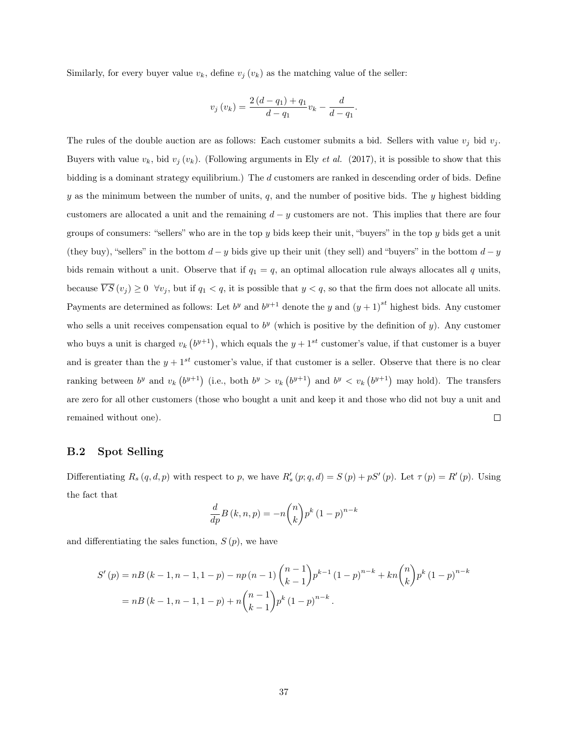Similarly, for every buyer value $v_k$, define $v_j(v_k)$ as the matching value of the seller:

$$v_j(v_k) = \frac{2(d-q_1)+q_1}{d-q_1} v_k - \frac{d}{d-q_1}.$$

The rules of the double auction are as follows: Each customer submits a bid. Sellers with value $v_j$ bid $v_j$. Buyers with value $v_k$, bid $v_j(v_k)$. (Following arguments in Ely *et al.* (2017), it is possible to show that this bidding is a dominant strategy equilibrium.) The $d$ customers are ranked in descending order of bids. Define $y$ as the minimum between the number of units, $q$, and the number of positive bids. The $y$ highest bidding customers are allocated a unit and the remaining $d-y$ customers are not. This implies that there are four groups of consumers: "sellers" who are in the top $y$ bids keep their unit, "buyers" in the top $y$ bids get a unit (they buy), "sellers" in the bottom $d-y$ bids give up their unit (they sell) and "buyers" in the bottom $d-y$ bids remain without a unit. Observe that if $q_1 = q$, an optimal allocation rule always allocates all $q$ units, because $\overline{VS}(v_j) \geq 0 \ \ \forall v_j$, but if $q_1 < q$, it is possible that $y < q$, so that the firm does not allocate all units. Payments are determined as follows: Let $b^y$ and $b^{y+1}$ denote the $y$ and $(y+1)^{st}$ highest bids. Any customer who sells a unit receives compensation equal to $b^y$ (which is positive by the definition of $y$). Any customer who buys a unit is charged $v_k(b^{y+1})$, which equals the $y+1^{st}$ customer's value, if that customer is a buyer and is greater than the $y+1^{st}$ customer's value, if that customer is a seller. Observe that there is no clear ranking between $b^y$ and $v_k(b^{y+1})$ (i.e., both $b^y > v_k(b^{y+1})$ and $b^y < v_k(b^{y+1})$ may hold). The transfers are zero for all other customers (those who bought a unit and keep it and those who did not buy a unit and remained without one). □

### B.2 Spot Selling

Differentiating $R_s(q,d,p)$ with respect to $p$, we have $R_s'(p;q,d) = S(p) + pS'(p)$. Let $\tau(p) = R'(p)$. Using the fact that

$$\frac{d}{dp} B(k,n,p) = -n\binom{n}{k} p^k (1-p)^{n-k}$$

and differentiating the sales function, $S(p)$, we have

$$\begin{aligned}
S'(p) &= nB(k-1,n-1,1-p) - np(n-1)\binom{n-1}{k-1} p^{k-1}(1-p)^{n-k} + kn\binom{n}{k} p^k (1-p)^{n-k} \\
&= nB(k-1,n-1,1-p) + n\binom{n-1}{k-1} p^k (1-p)^{n-k}.
\end{aligned}$$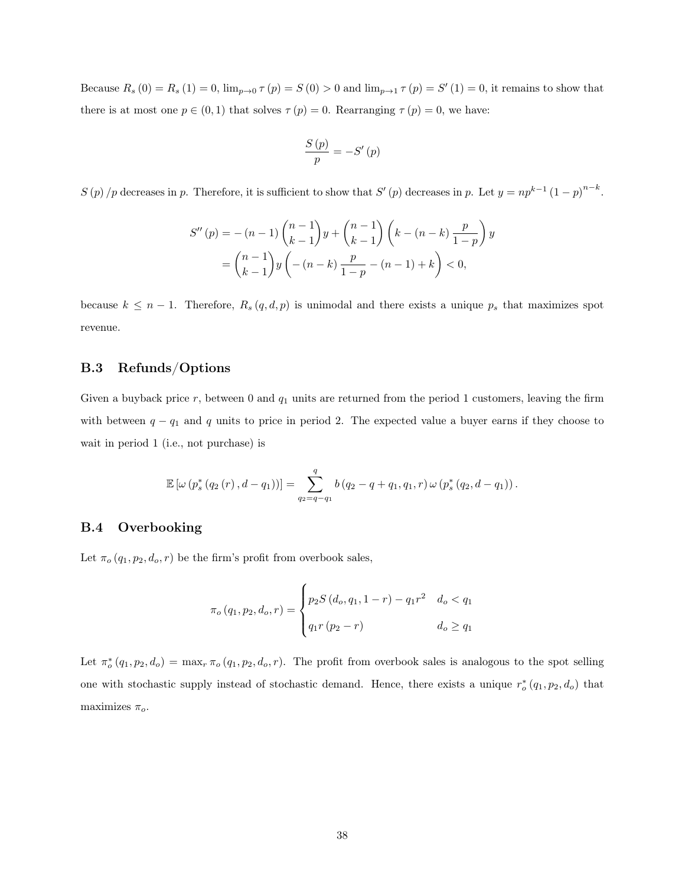Because $R_s(0) = R_s(1) = 0$, $\lim_{p\to 0} \tau(p) = S(0) > 0$ and $\lim_{p\to 1} \tau(p) = S'(1) = 0$, it remains to show that there is at most one $p \in (0,1)$ that solves $\tau(p) = 0$. Rearranging $\tau(p) = 0$, we have:

$$\frac{S(p)}{p} = -S'(p)$$

$S(p)/p$ decreases in $p$. Therefore, it is sufficient to show that $S'(p)$ decreases in $p$. Let $y = np^{k-1}(1-p)^{n-k}$.

$$\begin{aligned}
S''(p) &= -(n-1)\binom{n-1}{k-1}y + \binom{n-1}{k-1}\left(k - (n-k)\frac{p}{1-p}\right)y \\
&= \binom{n-1}{k-1}y\left(-(n-k)\frac{p}{1-p} - (n-1) + k\right) < 0,
\end{aligned}$$

because $k \leq n-1$. Therefore, $R_s(q,d,p)$ is unimodal and there exists a unique $p_s$ that maximizes spot revenue.

## B.3 Refunds/Options

Given a buyback price $r$, between 0 and $q_1$ units are returned from the period 1 customers, leaving the firm with between $q - q_1$ and $q$ units to price in period 2. The expected value a buyer earns if they choose to wait in period 1 (i.e., not purchase) is

$$\mathbb{E}\left[\omega\left(p_s^*\left(q_2(r), d - q_1\right)\right)\right] = \sum_{q_2 = q - q_1}^{q} b\left(q_2 - q + q_1, q_1, r\right)\omega\left(p_s^*\left(q_2, d - q_1\right)\right).$$

## B.4 Overbooking

Let $\pi_o(q_1, p_2, d_o, r)$ be the firm's profit from overbook sales,

$$\pi_o(q_1, p_2, d_o, r) = \begin{cases} p_2 S(d_o, q_1, 1-r) - q_1 r^2 & d_o < q_1 \\ q_1 r(p_2 - r) & d_o \geq q_1 \end{cases}$$

Let $\pi_o^*(q_1, p_2, d_o) = \max_r \pi_o(q_1, p_2, d_o, r)$. The profit from overbook sales is analogous to the spot selling one with stochastic supply instead of stochastic demand. Hence, there exists a unique $r_o^*(q_1, p_2, d_o)$ that maximizes $\pi_o$.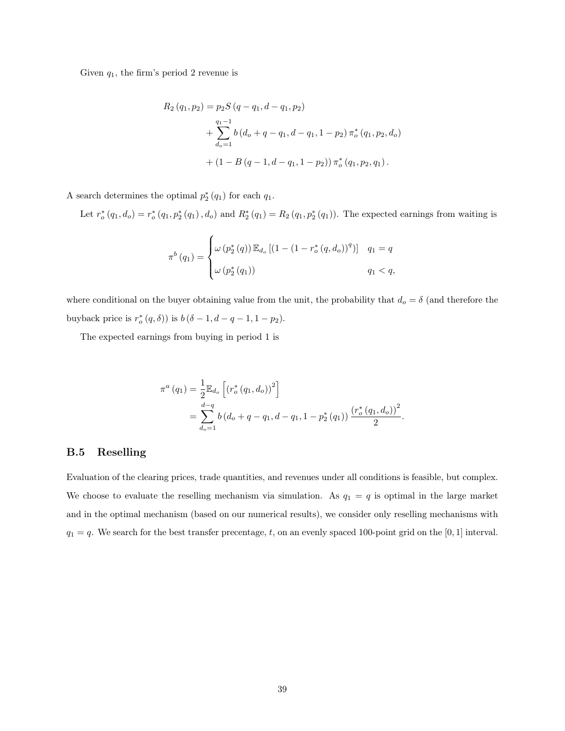Given $q_1$, the firm's period 2 revenue is

$$
\begin{aligned}
R_2(q_1, p_2) = & \; p_2 S(q - q_1, d - q_1, p_2) \\
& + \sum_{d_o=1}^{q_1-1} b(d_o + q - q_1, d - q_1, 1 - p_2) \, \pi_o^*(q_1, p_2, d_o) \\
& + (1 - B(q - 1, d - q_1, 1 - p_2)) \, \pi_o^*(q_1, p_2, q_1).
\end{aligned}
$$

A search determines the optimal $p_2^*(q_1)$ for each $q_1$.

Let $r_o^*(q_1, d_o) = r_o^*(q_1, p_2^*(q_1), d_o)$ and $R_2^*(q_1) = R_2(q_1, p_2^*(q_1))$. The expected earnings from waiting is

$$
\pi^b(q_1) = \begin{cases} \omega(p_2^*(q)) \, \mathbb{E}_{d_o}\left[(1 - (1 - r_o^*(q, d_o))^q)\right] & q_1 = q \\ \omega(p_2^*(q_1)) & q_1 < q, \end{cases}
$$

where conditional on the buyer obtaining value from the unit, the probability that $d_o = \delta$ (and therefore the buyback price is $r_o^*(q, \delta)$) is $b(\delta - 1, d - q - 1, 1 - p_2)$.

The expected earnings from buying in period 1 is

$$
\begin{aligned}
\pi^a(q_1) &= \frac{1}{2} \mathbb{E}_{d_o}\left[(r_o^*(q_1, d_o))^2\right] \\
&= \sum_{d_o=1}^{d-q} b(d_o + q - q_1, d - q_1, 1 - p_2^*(q_1)) \frac{(r_o^*(q_1, d_o))^2}{2}.
\end{aligned}
$$

## B.5 Reselling

Evaluation of the clearing prices, trade quantities, and revenues under all conditions is feasible, but complex. We choose to evaluate the reselling mechanism via simulation. As $q_1 = q$ is optimal in the large market and in the optimal mechanism (based on our numerical results), we consider only reselling mechanisms with $q_1 = q$. We search for the best transfer precentage, $t$, on an evenly spaced 100-point grid on the $[0, 1]$ interval.